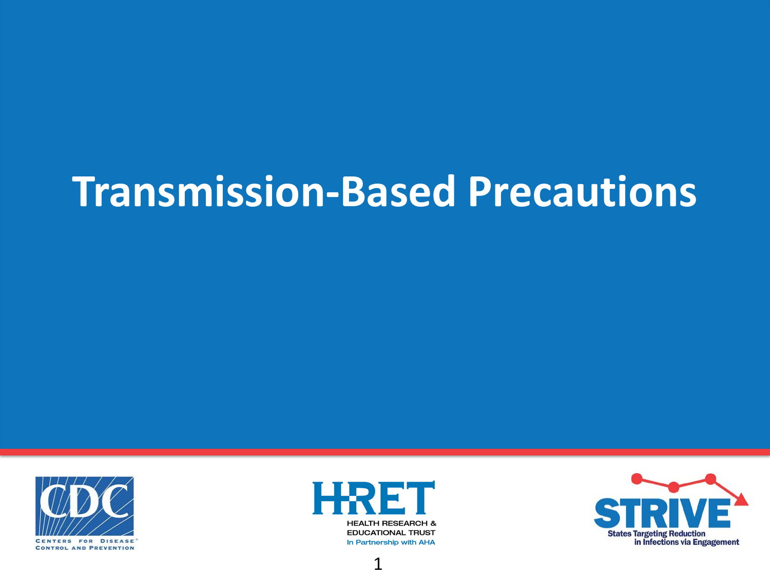# Transmission-Based Precautions

CENTERS FOR DISEASE CONTROL AND PREVENTION

HEALTH RESEARCH & EDUCATIONAL TRUST
In Partnership with AHA

STRIVE
States Targeting Reduction in Infections via Engagement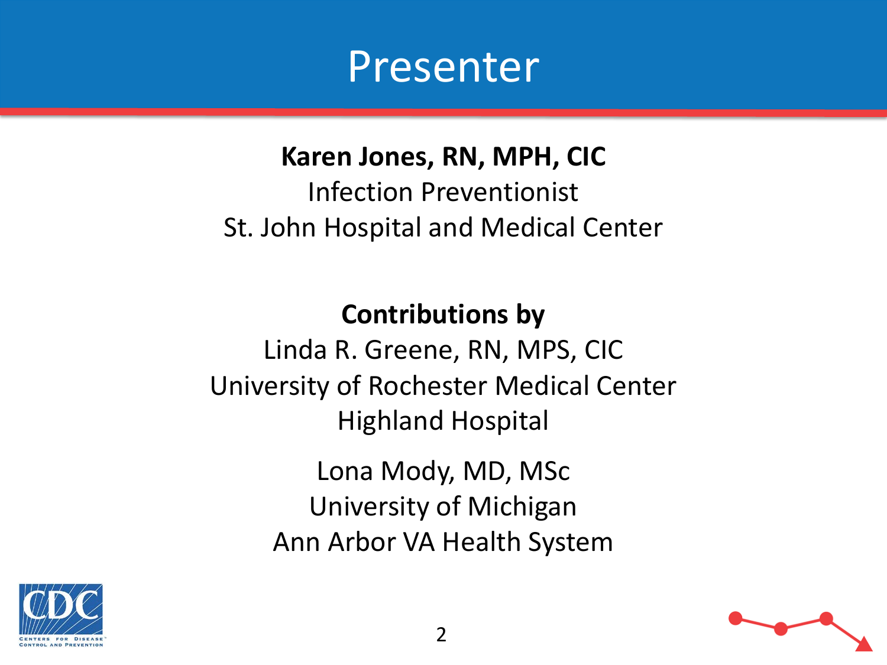# Presenter

**Karen Jones, RN, MPH, CIC**
Infection Preventionist
St. John Hospital and Medical Center

**Contributions by**
Linda R. Greene, RN, MPS, CIC
University of Rochester Medical Center
Highland Hospital

Lona Mody, MD, MSc
University of Michigan
Ann Arbor VA Health System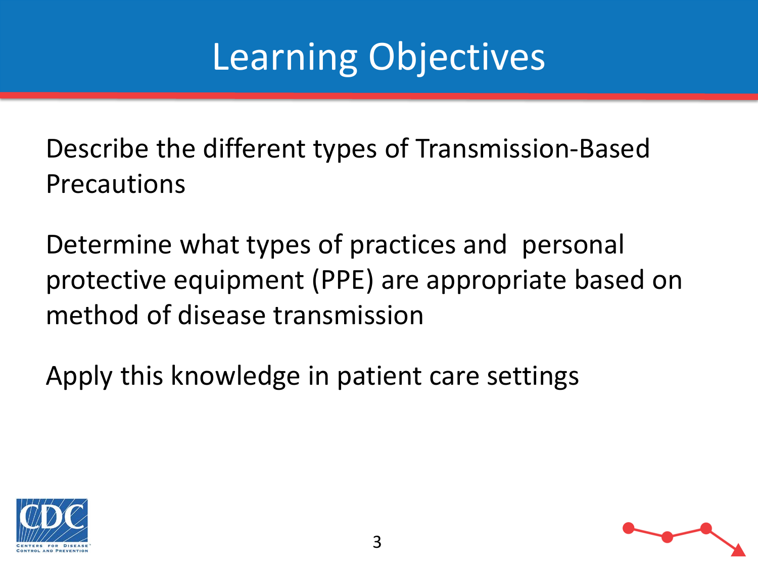# Learning Objectives

Describe the different types of Transmission-Based Precautions

Determine what types of practices and personal protective equipment (PPE) are appropriate based on method of disease transmission

Apply this knowledge in patient care settings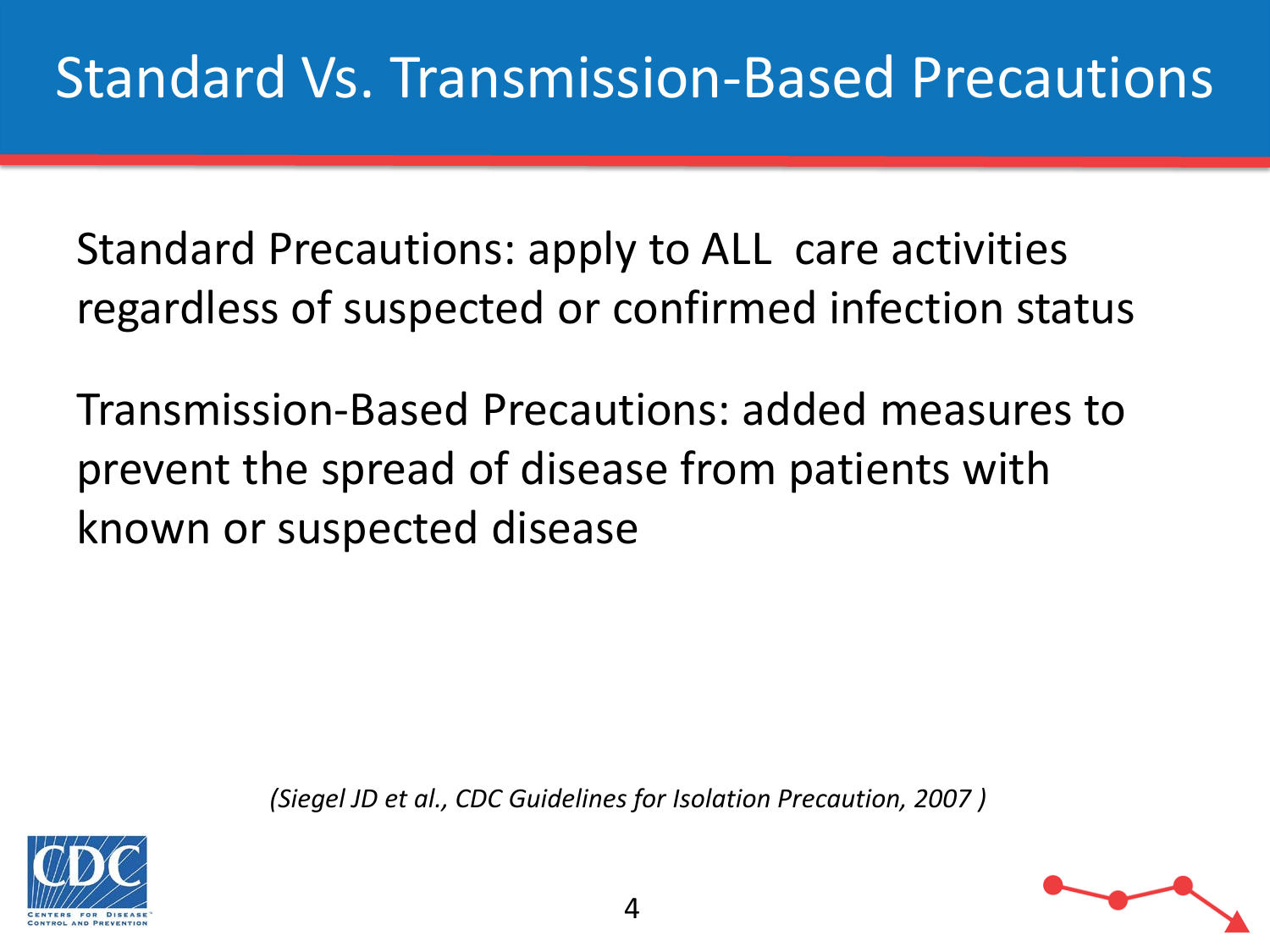# Standard Vs. Transmission-Based Precautions

Standard Precautions: apply to ALL care activities regardless of suspected or confirmed infection status

Transmission-Based Precautions: added measures to prevent the spread of disease from patients with known or suspected disease

*(Siegel JD et al., CDC Guidelines for Isolation Precaution, 2007 )*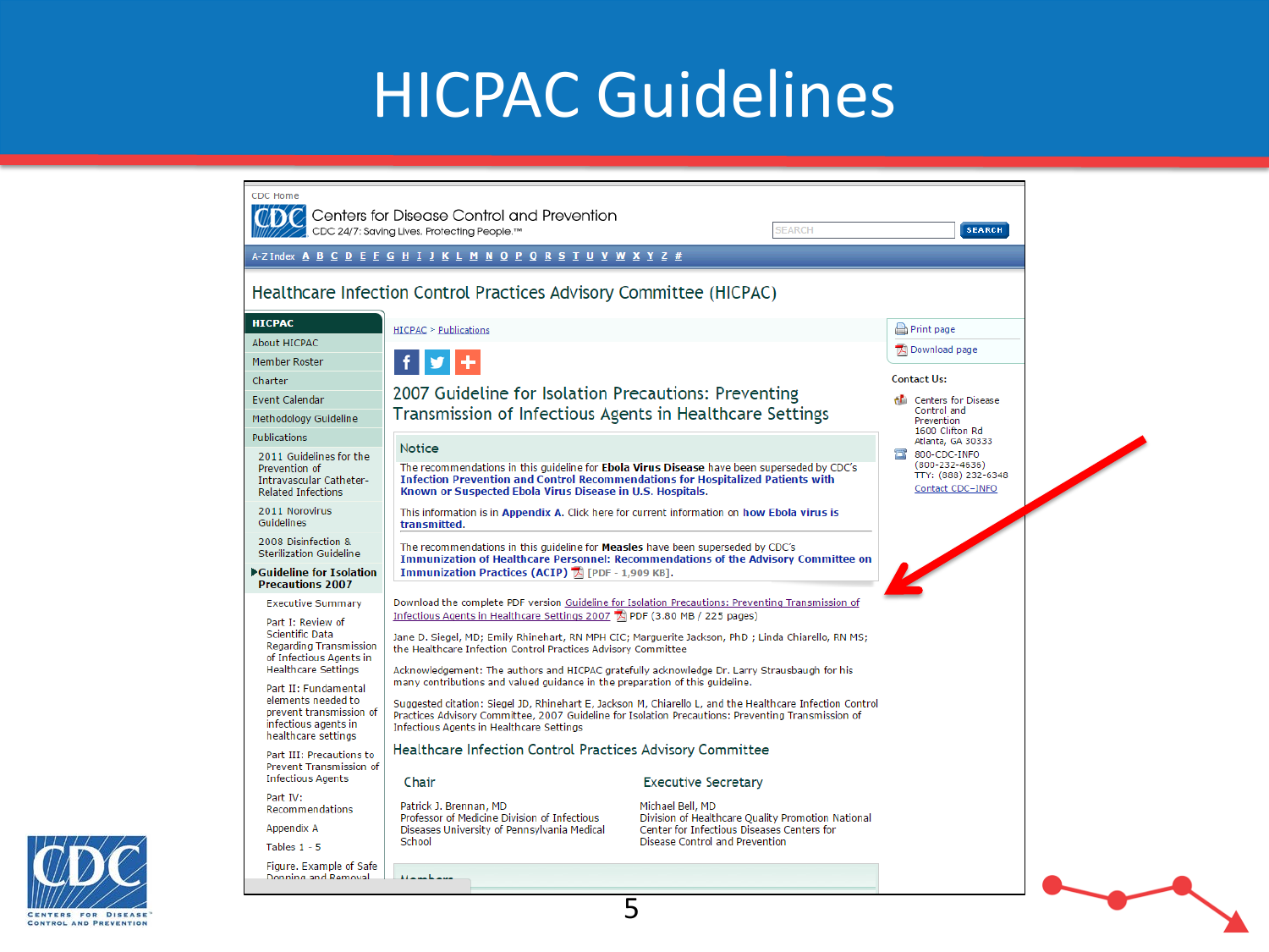# HICPAC Guidelines

CDC Home

Centers for Disease Control and Prevention

CDC 24/7: Saving Lives. Protecting People.™

A-Z Index A B C D E F G H I J K L M N O P Q R S T U V W X Y Z #

## Healthcare Infection Control Practices Advisory Committee (HICPAC)

**HICPAC**

- About HICPAC
- Member Roster
- Charter
- Event Calendar
- Methodology Guideline
- Publications
  - 2011 Guidelines for the Prevention of Intravascular Catheter-Related Infections
  - 2011 Norovirus Guidelines
  - 2008 Disinfection & Sterilization Guideline
  - **Guideline for Isolation Precautions 2007**
    - Executive Summary
    - Part I: Review of Scientific Data Regarding Transmission of Infectious Agents in Healthcare Settings
    - Part II: Fundamental elements needed to prevent transmission of infectious agents in healthcare settings
    - Part III: Precautions to Prevent Transmission of Infectious Agents
    - Part IV: Recommendations
    - Appendix A
    - Tables 1 - 5
    - Figure. Example of Safe Donning and Removal

HICPAC > Publications

### 2007 Guideline for Isolation Precautions: Preventing Transmission of Infectious Agents in Healthcare Settings

**Notice**

The recommendations in this guideline for **Ebola Virus Disease** have been superseded by CDC's **Infection Prevention and Control Recommendations for Hospitalized Patients with Known or Suspected Ebola Virus Disease in U.S. Hospitals.**

This information is in **Appendix A**. Click here for current information on **how Ebola virus is transmitted.**

The recommendations in this guideline for **Measles** have been superseded by CDC's **Immunization of Healthcare Personnel: Recommendations of the Advisory Committee on Immunization Practices (ACIP)** [PDF - 1,909 KB].

Download the complete PDF version Guideline for Isolation Precautions: Preventing Transmission of Infectious Agents in Healthcare Settings 2007 PDF (3.80 MB / 225 pages)

Jane D. Siegel, MD; Emily Rhinehart, RN MPH CIC; Marguerite Jackson, PhD ; Linda Chiarello, RN MS; the Healthcare Infection Control Practices Advisory Committee

Acknowledgement: The authors and HICPAC gratefully acknowledge Dr. Larry Strausbaugh for his many contributions and valued guidance in the preparation of this guideline.

Suggested citation: Siegel JD, Rhinehart E, Jackson M, Chiarello L, and the Healthcare Infection Control Practices Advisory Committee, 2007 Guideline for Isolation Precautions: Preventing Transmission of Infectious Agents in Healthcare Settings

### Healthcare Infection Control Practices Advisory Committee

**Chair**

Patrick J. Brennan, MD
Professor of Medicine Division of Infectious Diseases University of Pennsylvania Medical School

**Executive Secretary**

Michael Bell, MD
Division of Healthcare Quality Promotion National Center for Infectious Diseases Centers for Disease Control and Prevention

Members

Print page
Download page

Contact Us:

Centers for Disease Control and Prevention
1600 Clifton Rd
Atlanta, GA 30333

800-CDC-INFO
(800-232-4636)
TTY: (888) 232-6348
Contact CDC–INFO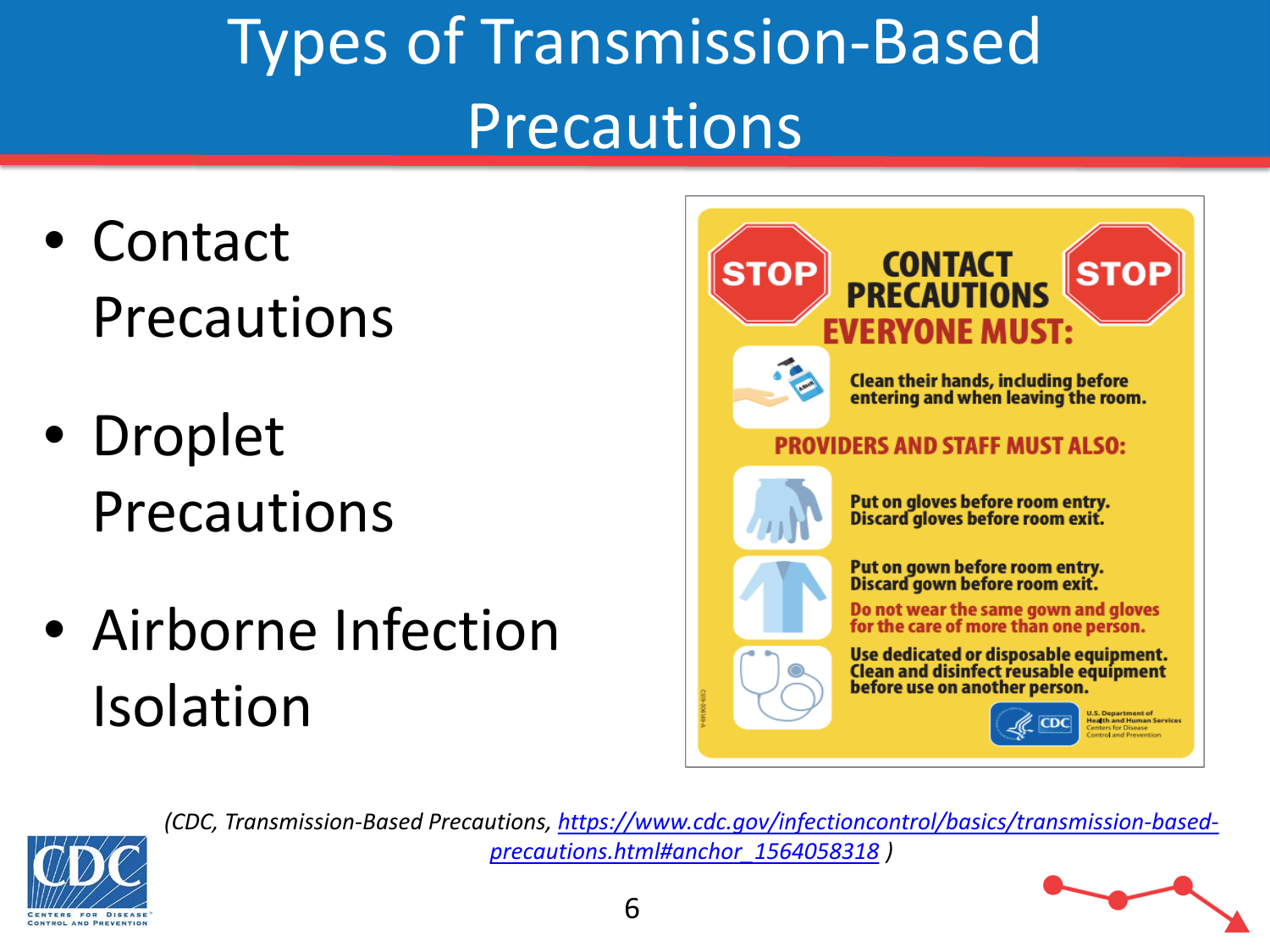# Types of Transmission-Based Precautions

- Contact Precautions
- Droplet Precautions
- Airborne Infection Isolation

**STOP** **CONTACT PRECAUTIONS** **STOP**

**EVERYONE MUST:**

Clean their hands, including before entering and when leaving the room.

**PROVIDERS AND STAFF MUST ALSO:**

Put on gloves before room entry. Discard gloves before room exit.

Put on gown before room entry. Discard gown before room exit.

Do not wear the same gown and gloves for the care of more than one person.

Use dedicated or disposable equipment. Clean and disinfect reusable equipment before use on another person.

*(CDC, Transmission-Based Precautions, https://www.cdc.gov/infectioncontrol/basics/transmission-based-precautions.html#anchor_1564058318 )*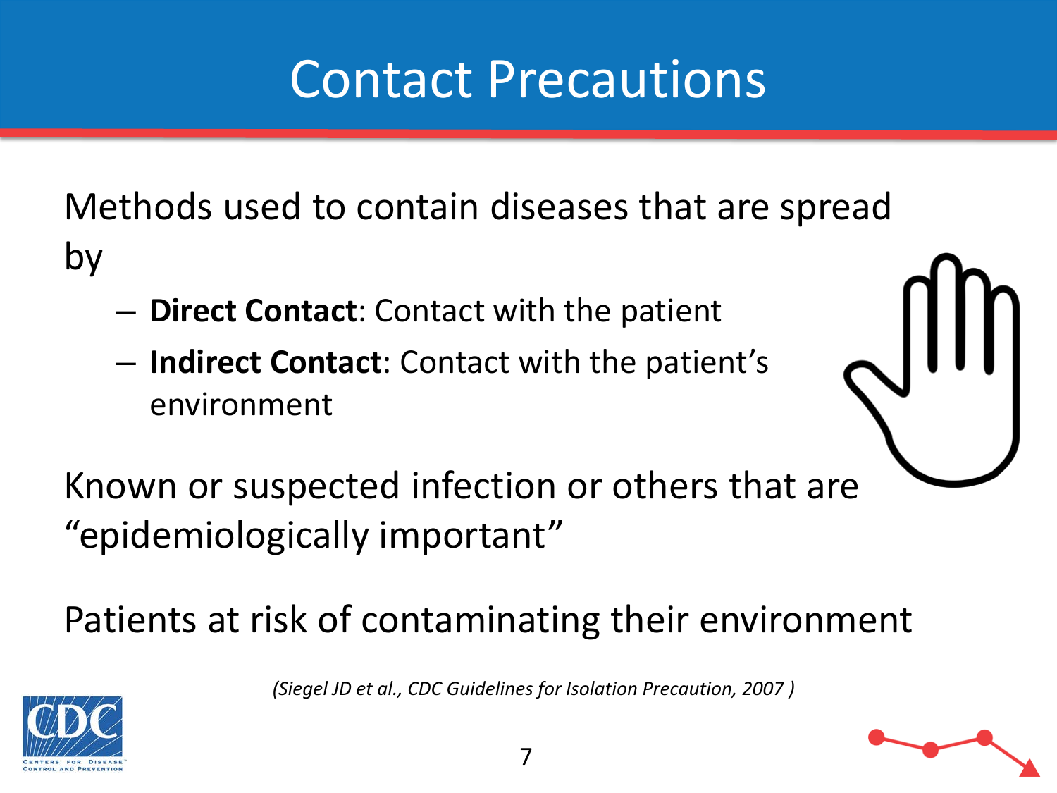# Contact Precautions

Methods used to contain diseases that are spread by

- **Direct Contact**: Contact with the patient
- **Indirect Contact**: Contact with the patient's environment

Known or suspected infection or others that are "epidemiologically important"

Patients at risk of contaminating their environment

*(Siegel JD et al., CDC Guidelines for Isolation Precaution, 2007 )*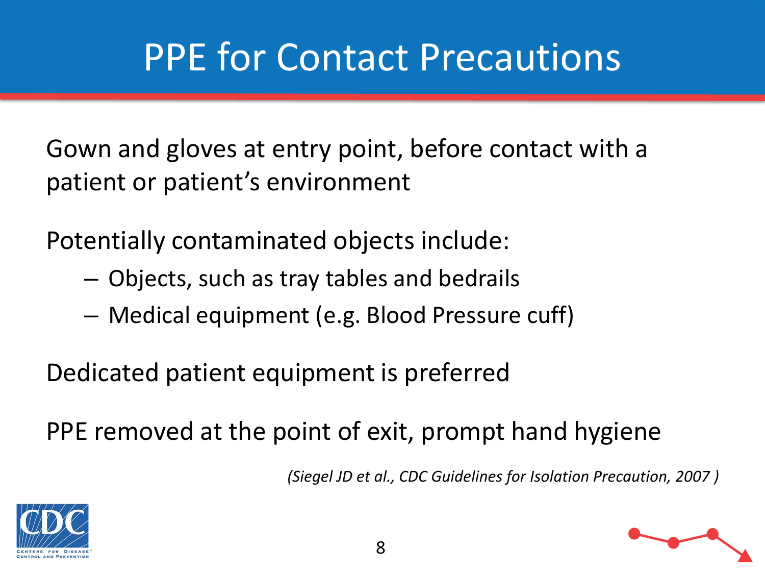# PPE for Contact Precautions

Gown and gloves at entry point, before contact with a patient or patient's environment

Potentially contaminated objects include:

- Objects, such as tray tables and bedrails
- Medical equipment (e.g. Blood Pressure cuff)

Dedicated patient equipment is preferred

PPE removed at the point of exit, prompt hand hygiene

*(Siegel JD et al., CDC Guidelines for Isolation Precaution, 2007 )*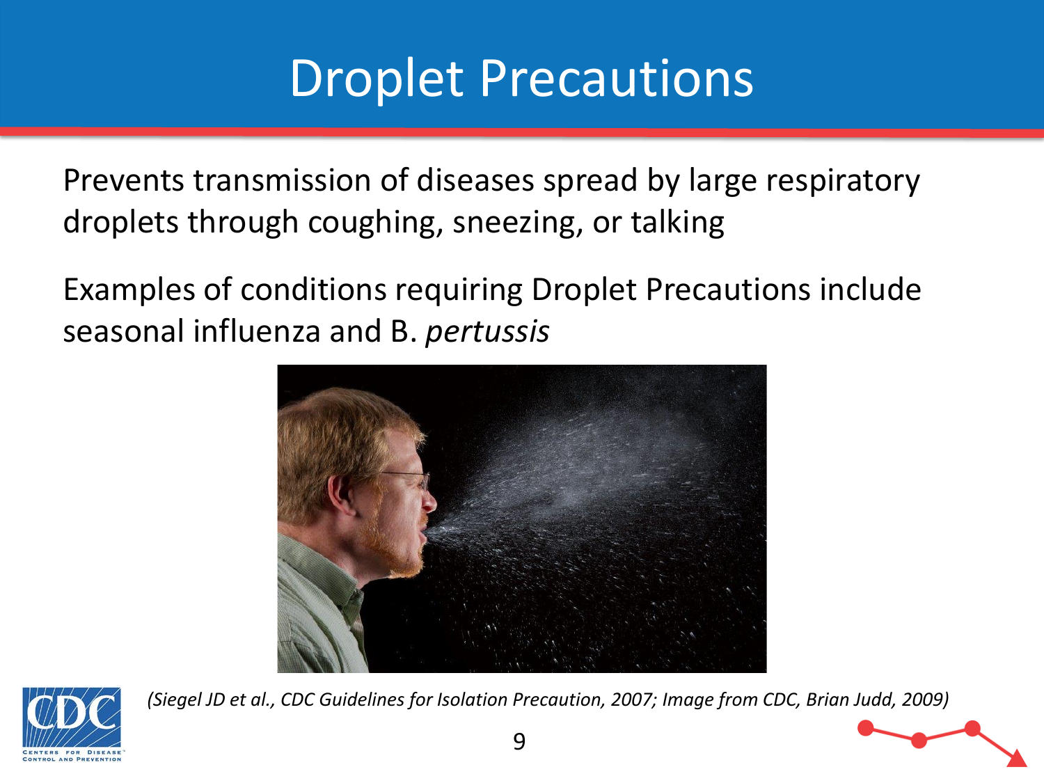# Droplet Precautions

Prevents transmission of diseases spread by large respiratory droplets through coughing, sneezing, or talking

Examples of conditions requiring Droplet Precautions include seasonal influenza and B. *pertussis*

*(Siegel JD et al., CDC Guidelines for Isolation Precaution, 2007; Image from CDC, Brian Judd, 2009)*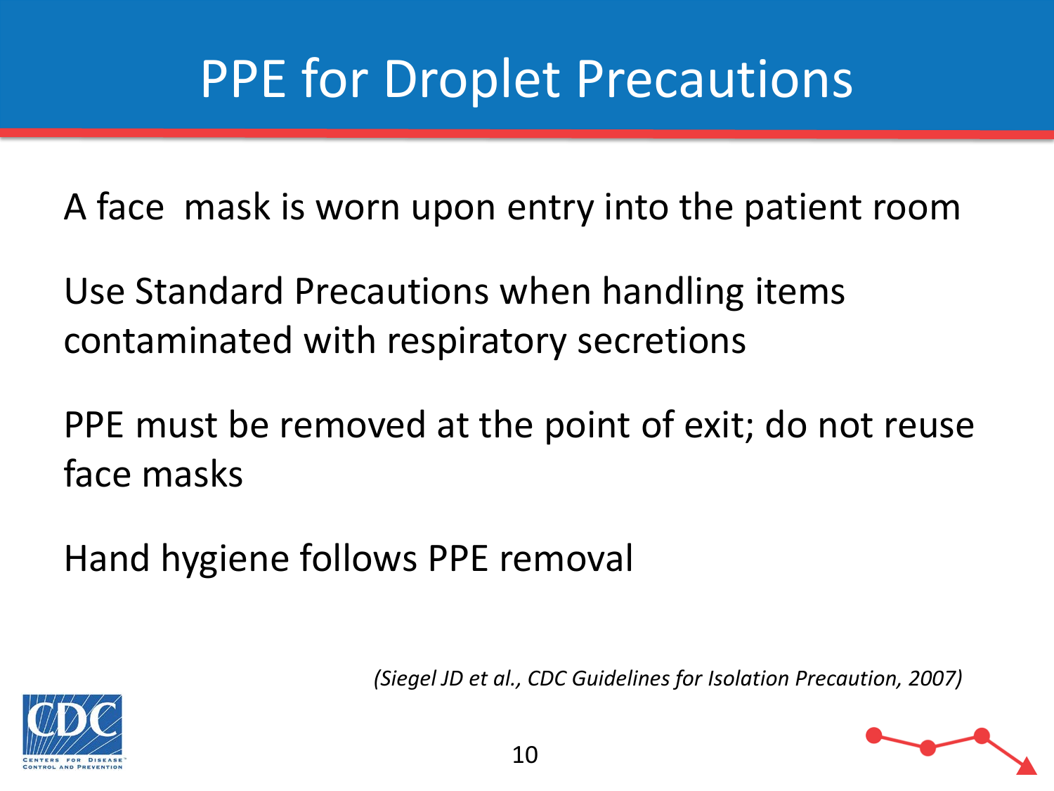# PPE for Droplet Precautions

A face  mask is worn upon entry into the patient room

Use Standard Precautions when handling items contaminated with respiratory secretions

PPE must be removed at the point of exit; do not reuse face masks

Hand hygiene follows PPE removal

*(Siegel JD et al., CDC Guidelines for Isolation Precaution, 2007)*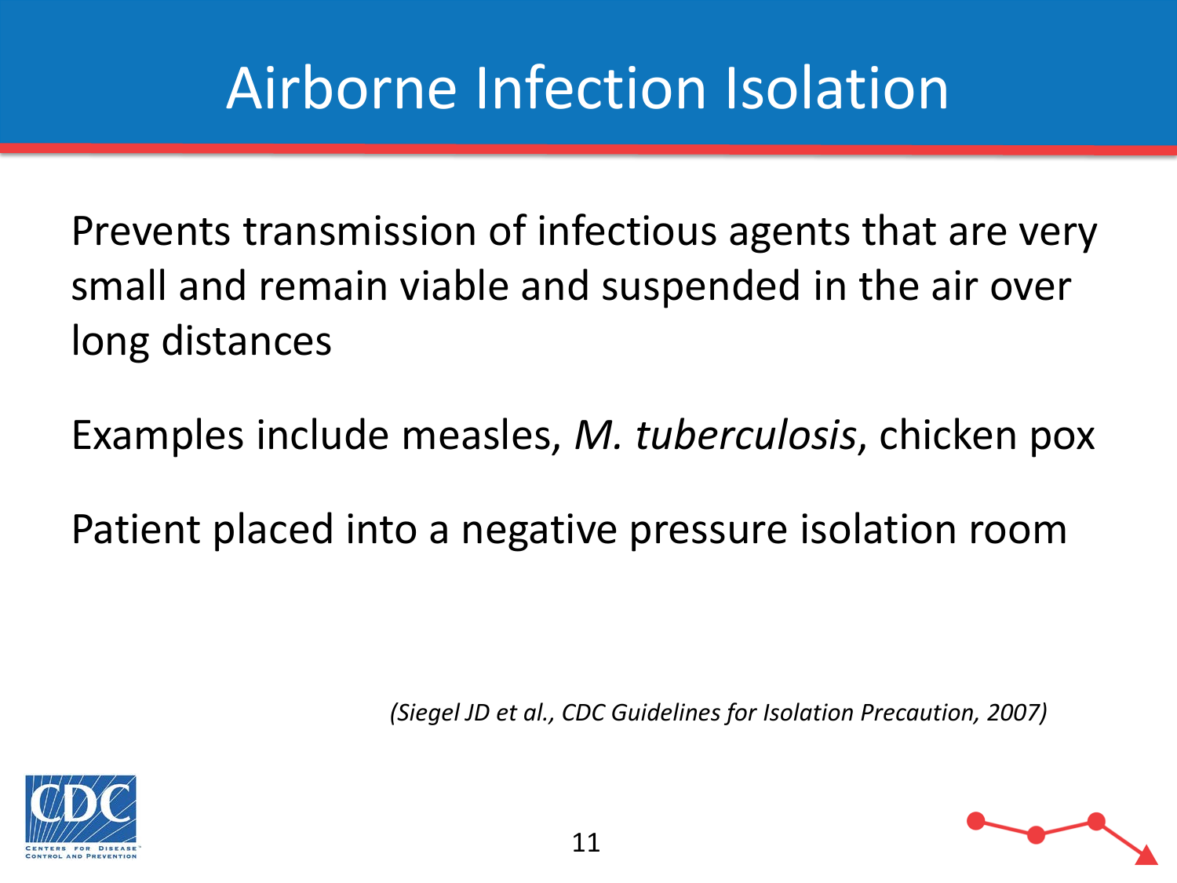# Airborne Infection Isolation

Prevents transmission of infectious agents that are very small and remain viable and suspended in the air over long distances

Examples include measles, *M. tuberculosis*, chicken pox

Patient placed into a negative pressure isolation room

*(Siegel JD et al., CDC Guidelines for Isolation Precaution, 2007)*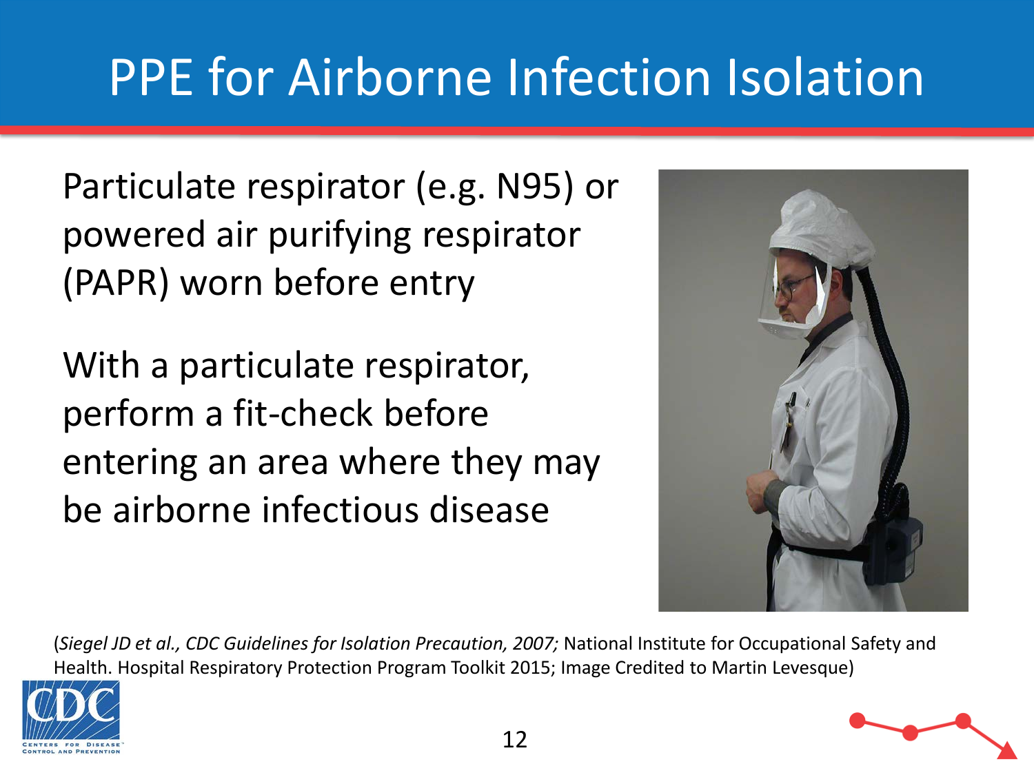# PPE for Airborne Infection Isolation

Particulate respirator (e.g. N95) or powered air purifying respirator (PAPR) worn before entry

With a particulate respirator, perform a fit-check before entering an area where they may be airborne infectious disease

(*Siegel JD et al., CDC Guidelines for Isolation Precaution, 2007;* National Institute for Occupational Safety and Health. Hospital Respiratory Protection Program Toolkit 2015; Image Credited to Martin Levesque)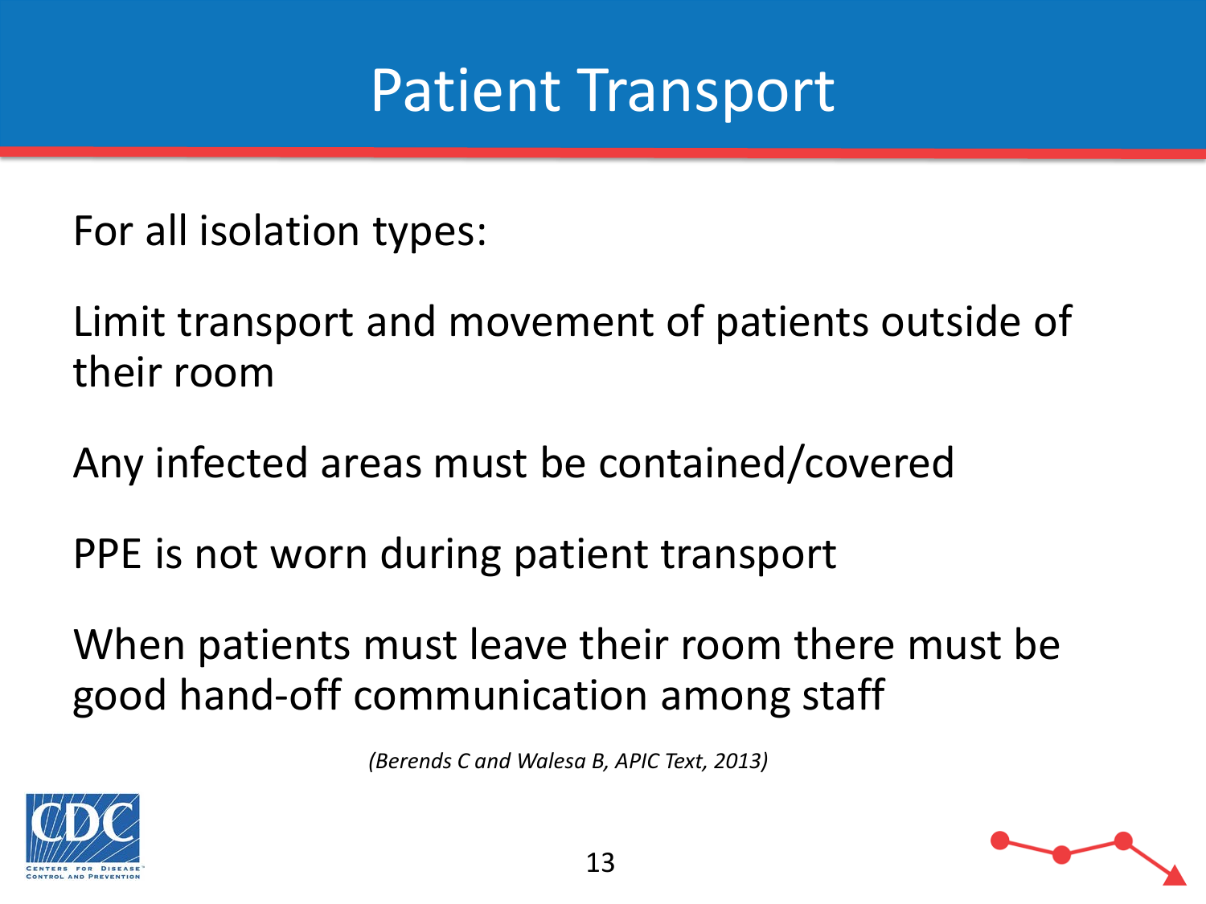# Patient Transport

For all isolation types:

Limit transport and movement of patients outside of their room

Any infected areas must be contained/covered

PPE is not worn during patient transport

When patients must leave their room there must be good hand-off communication among staff

*(Berends C and Walesa B, APIC Text, 2013)*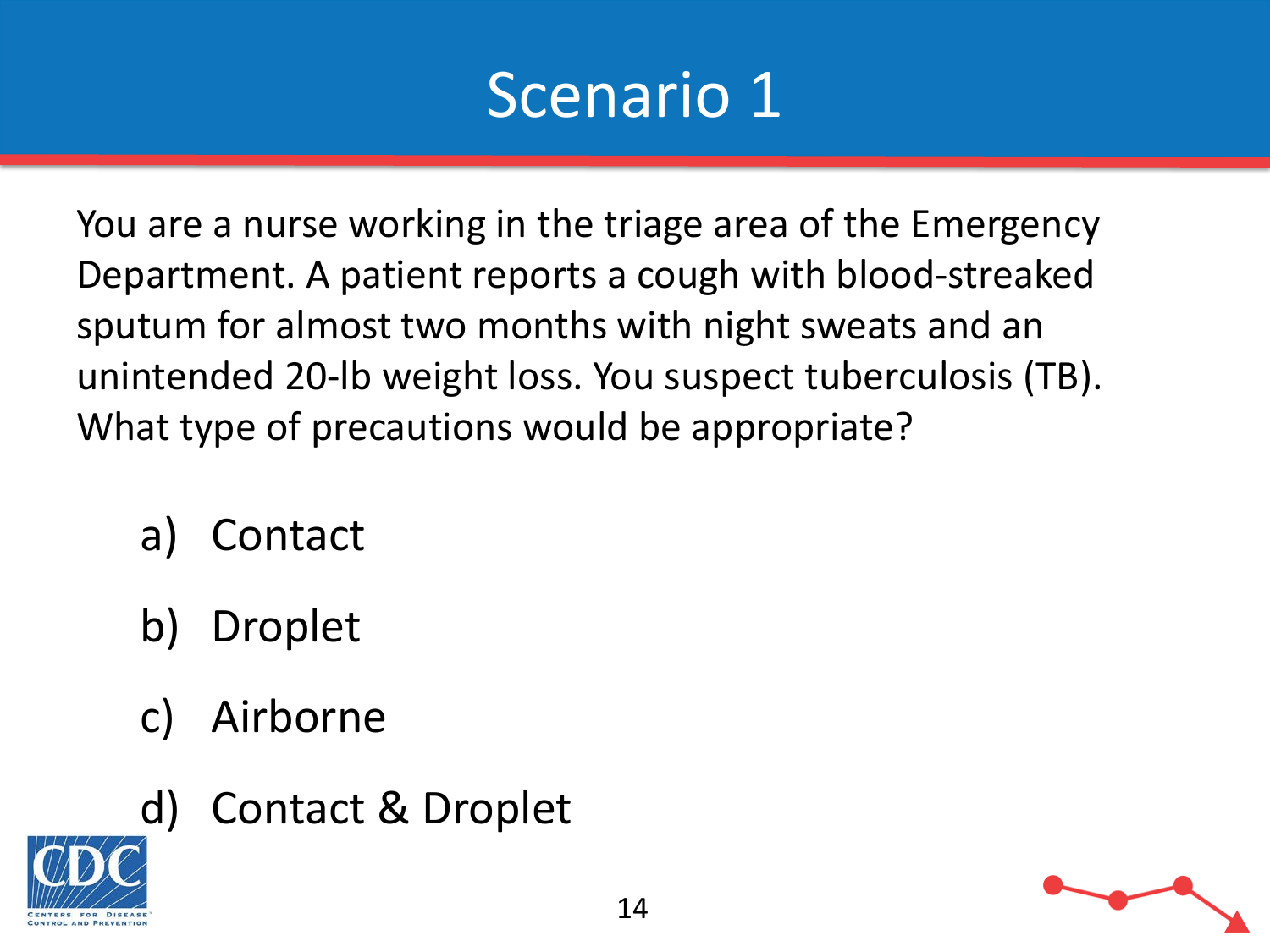# Scenario 1

You are a nurse working in the triage area of the Emergency Department. A patient reports a cough with blood-streaked sputum for almost two months with night sweats and an unintended 20-lb weight loss. You suspect tuberculosis (TB). What type of precautions would be appropriate?

a) Contact

b) Droplet

c) Airborne

d) Contact & Droplet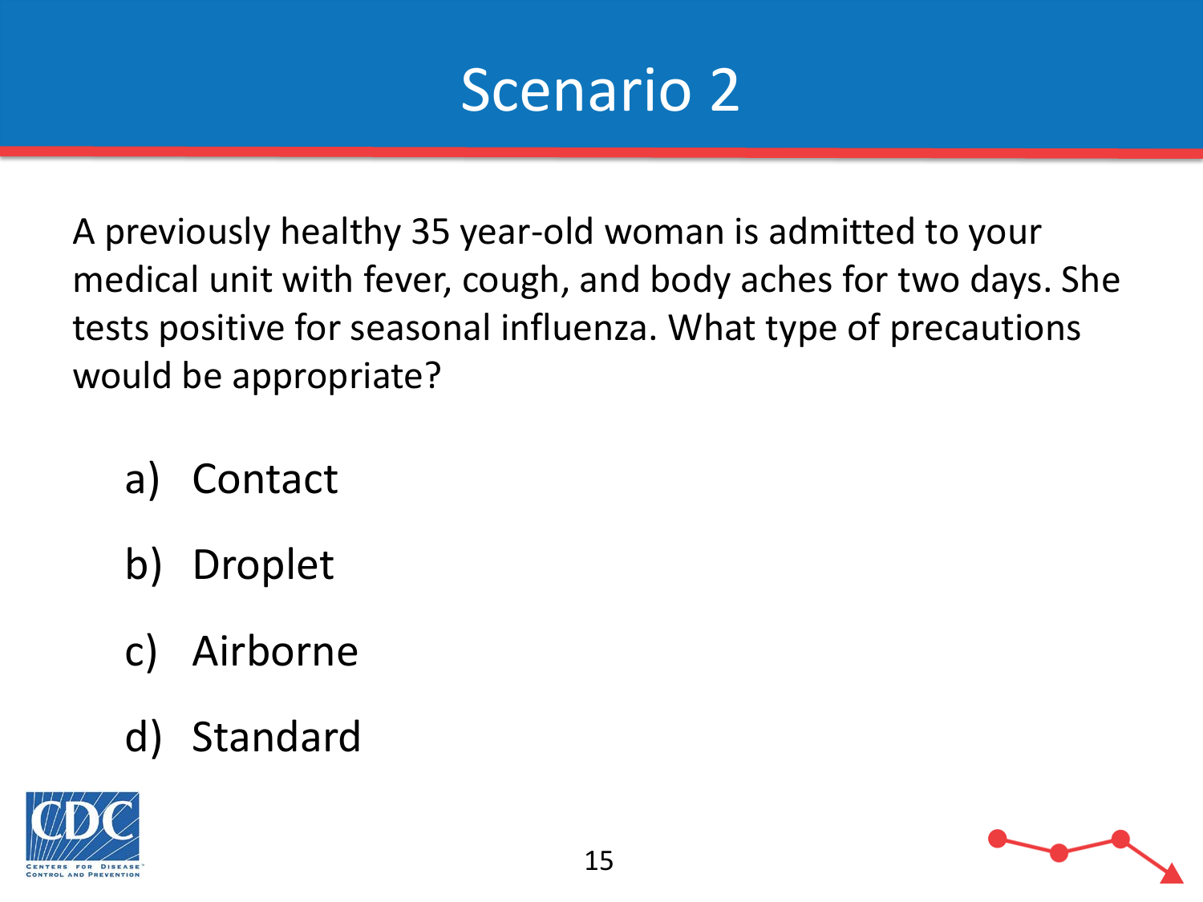# Scenario 2

A previously healthy 35 year-old woman is admitted to your medical unit with fever, cough, and body aches for two days. She tests positive for seasonal influenza. What type of precautions would be appropriate?

a) Contact

b) Droplet

c) Airborne

d) Standard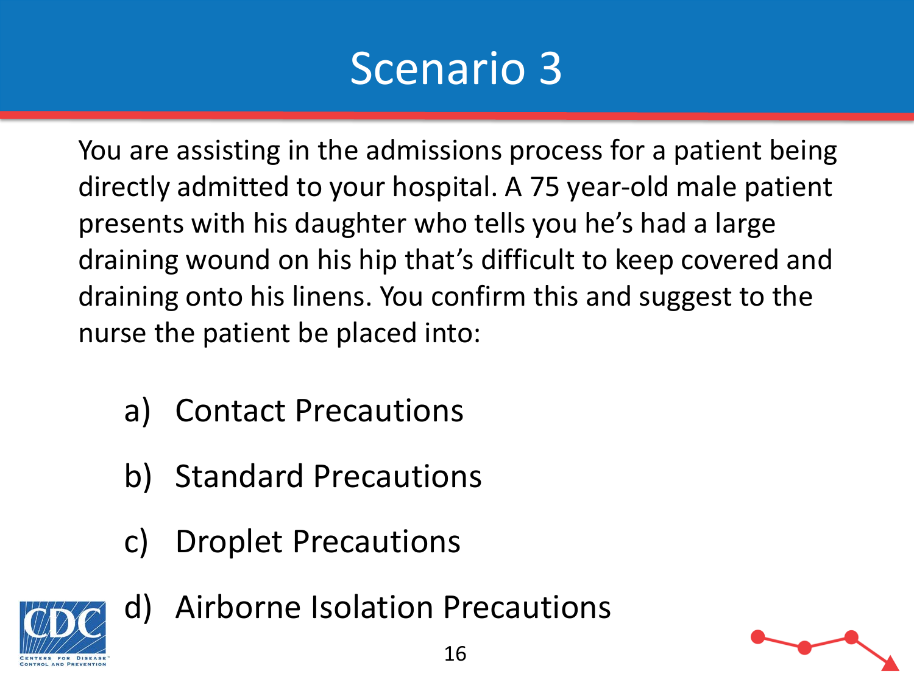# Scenario 3

You are assisting in the admissions process for a patient being directly admitted to your hospital. A 75 year-old male patient presents with his daughter who tells you he's had a large draining wound on his hip that's difficult to keep covered and draining onto his linens. You confirm this and suggest to the nurse the patient be placed into:

a) Contact Precautions

b) Standard Precautions

c) Droplet Precautions

d) Airborne Isolation Precautions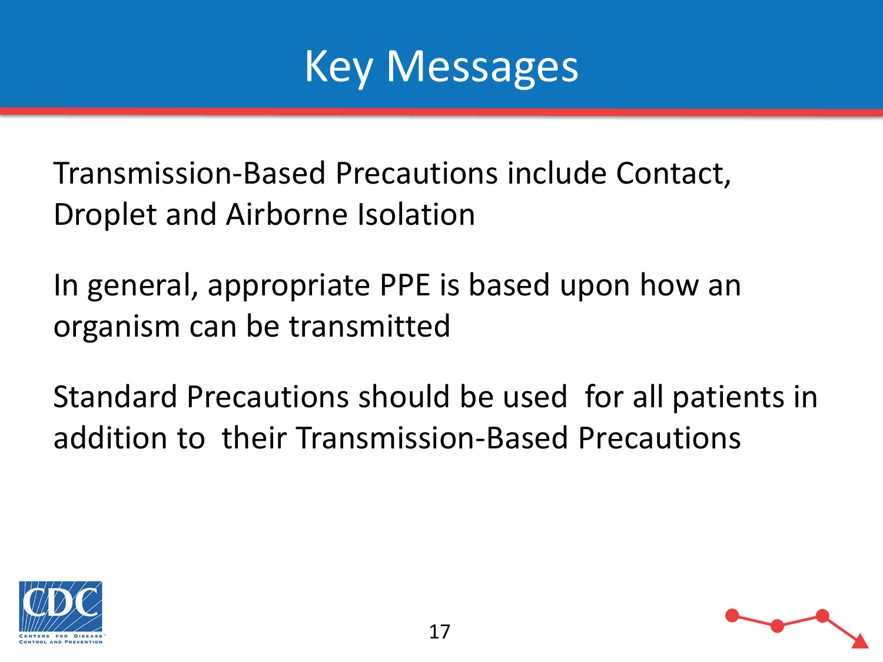# Key Messages

Transmission-Based Precautions include Contact, Droplet and Airborne Isolation

In general, appropriate PPE is based upon how an organism can be transmitted

Standard Precautions should be used for all patients in addition to their Transmission-Based Precautions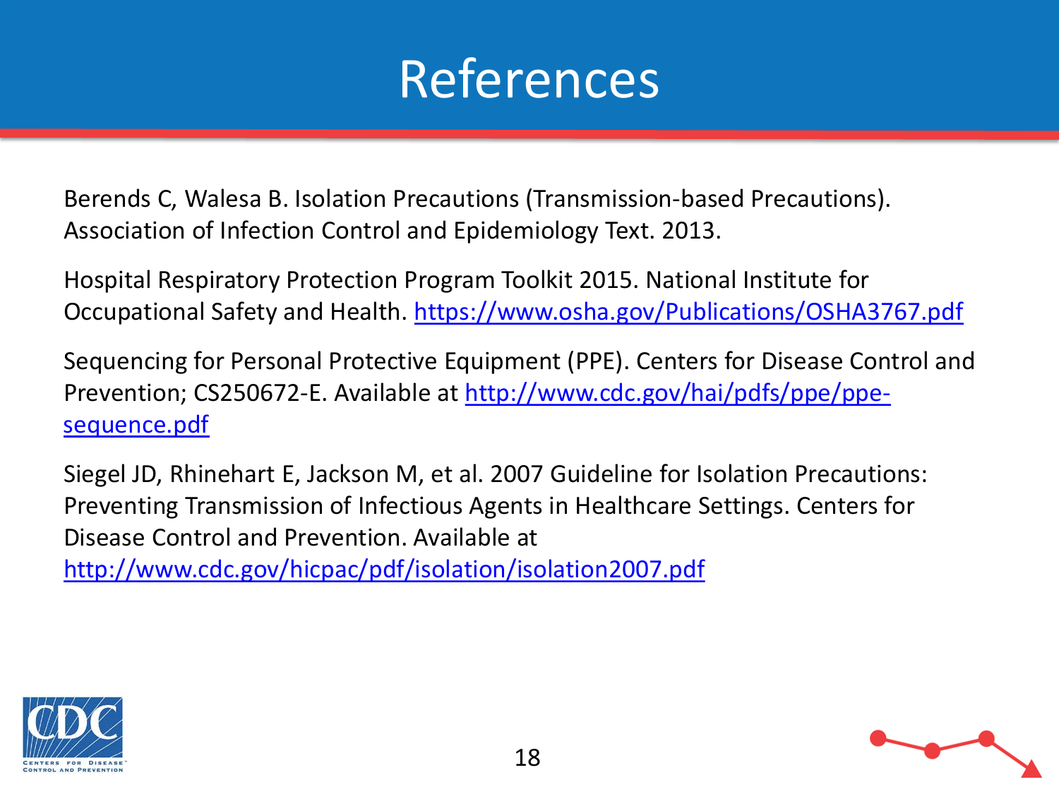# References

Berends C, Walesa B. Isolation Precautions (Transmission-based Precautions). Association of Infection Control and Epidemiology Text. 2013.

Hospital Respiratory Protection Program Toolkit 2015. National Institute for Occupational Safety and Health. https://www.osha.gov/Publications/OSHA3767.pdf

Sequencing for Personal Protective Equipment (PPE). Centers for Disease Control and Prevention; CS250672-E. Available at http://www.cdc.gov/hai/pdfs/ppe/ppe-sequence.pdf

Siegel JD, Rhinehart E, Jackson M, et al. 2007 Guideline for Isolation Precautions: Preventing Transmission of Infectious Agents in Healthcare Settings. Centers for Disease Control and Prevention. Available at http://www.cdc.gov/hicpac/pdf/isolation/isolation2007.pdf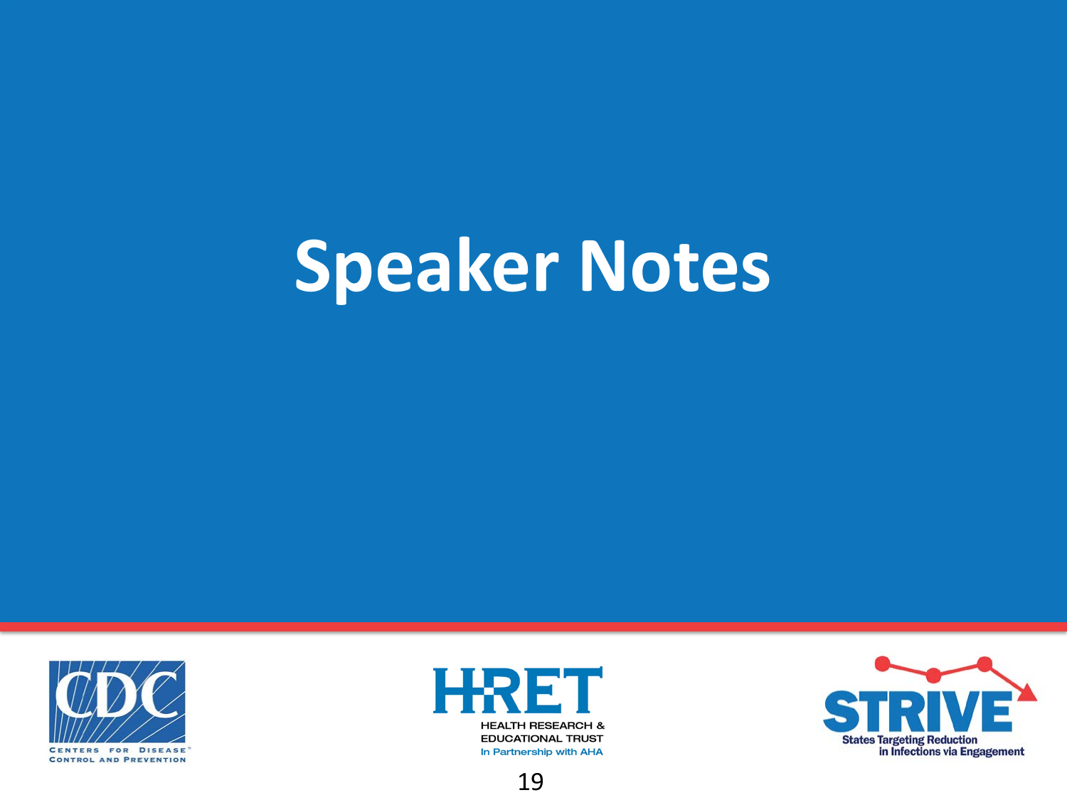# Speaker Notes

CDC
CENTERS FOR DISEASE CONTROL AND PREVENTION

HRET
HEALTH RESEARCH & EDUCATIONAL TRUST
In Partnership with AHA

STRIVE
States Targeting Reduction in Infections via Engagement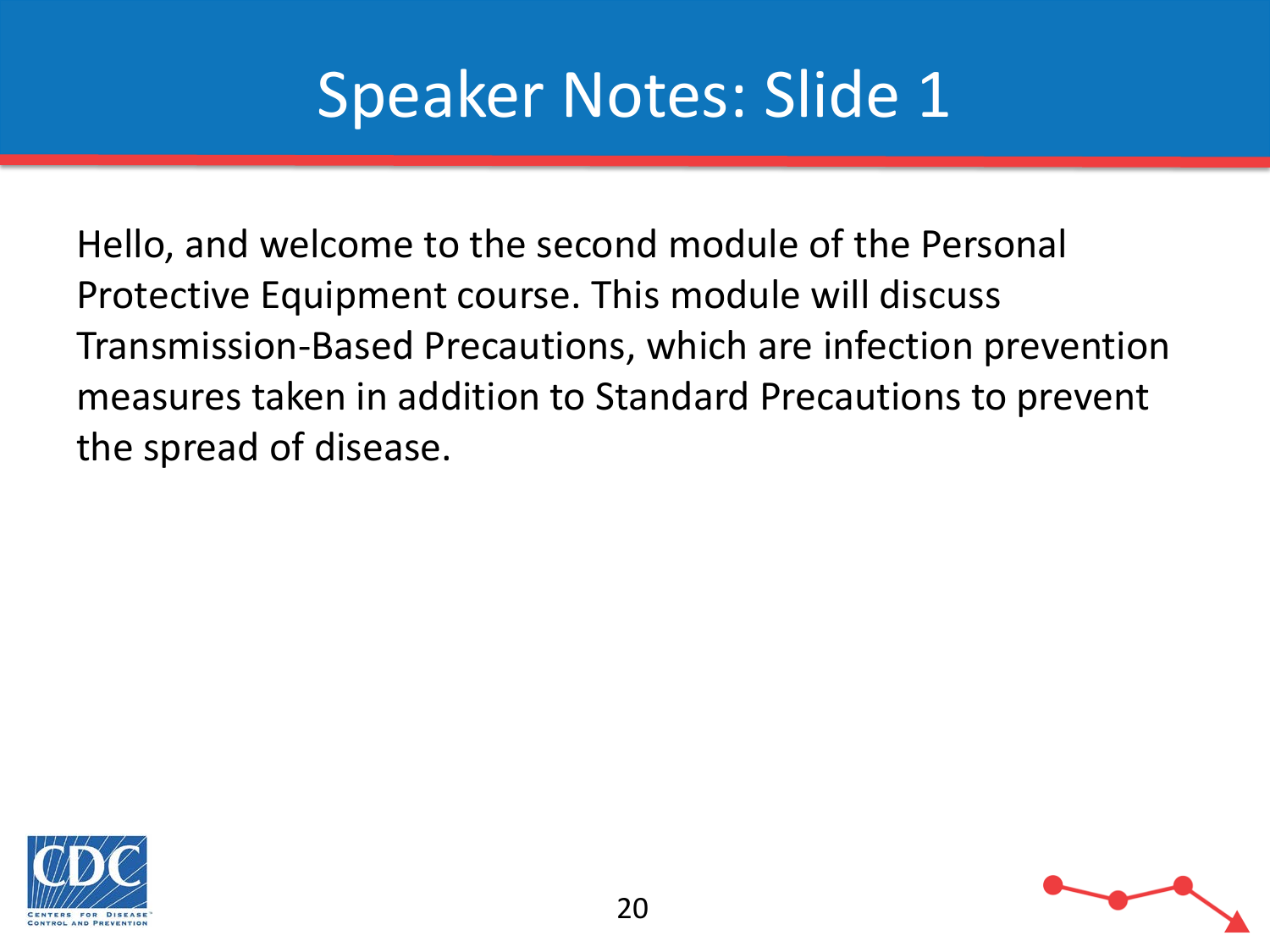# Speaker Notes: Slide 1

Hello, and welcome to the second module of the Personal Protective Equipment course. This module will discuss Transmission-Based Precautions, which are infection prevention measures taken in addition to Standard Precautions to prevent the spread of disease.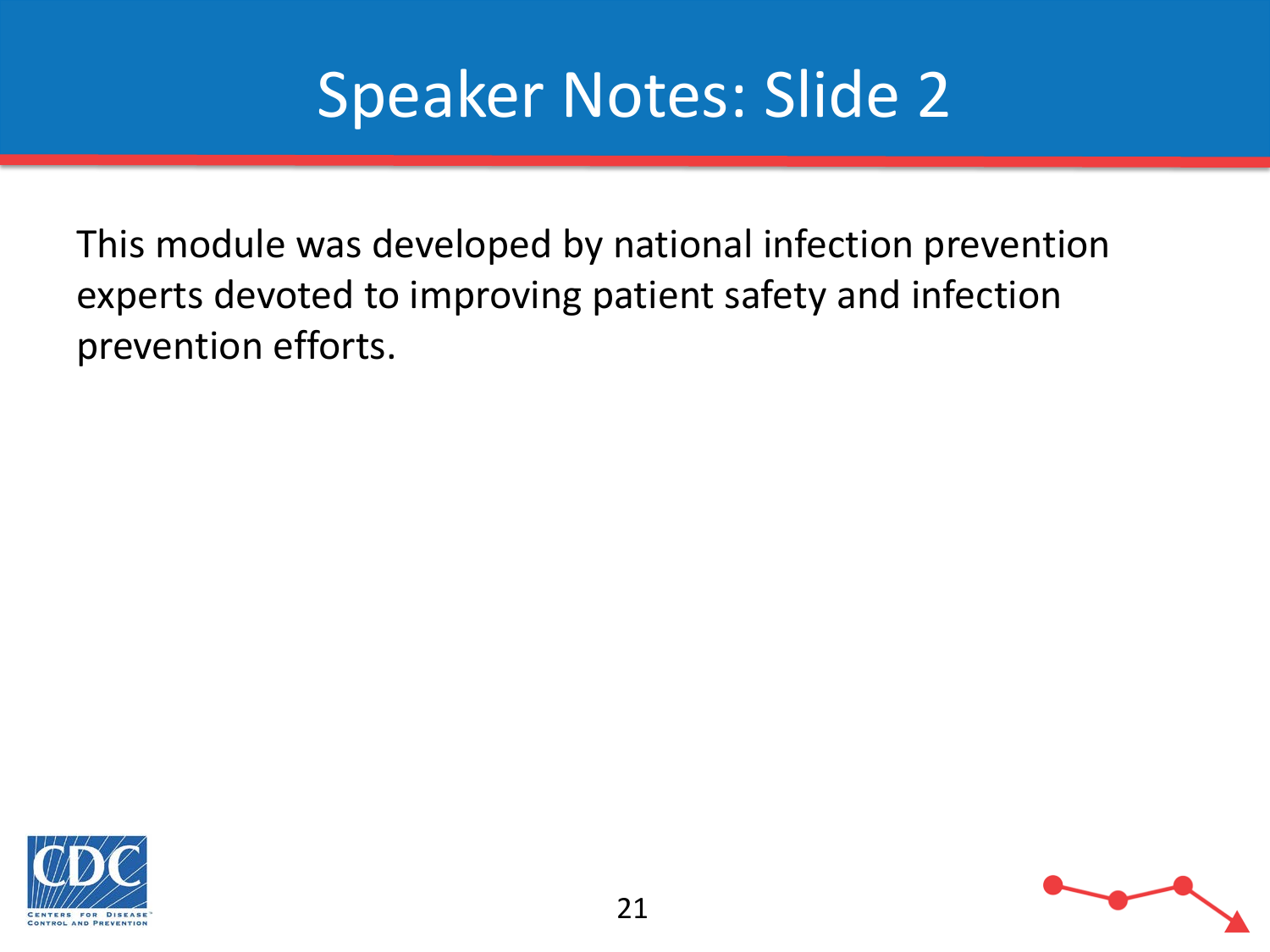# Speaker Notes: Slide 2

This module was developed by national infection prevention experts devoted to improving patient safety and infection prevention efforts.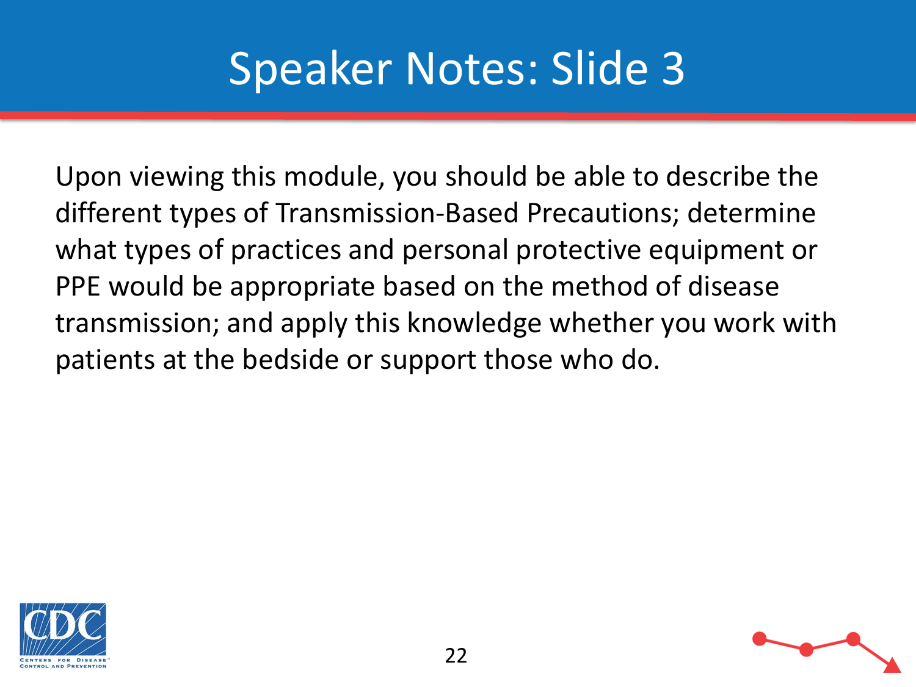# Speaker Notes: Slide 3

Upon viewing this module, you should be able to describe the different types of Transmission-Based Precautions; determine what types of practices and personal protective equipment or PPE would be appropriate based on the method of disease transmission; and apply this knowledge whether you work with patients at the bedside or support those who do.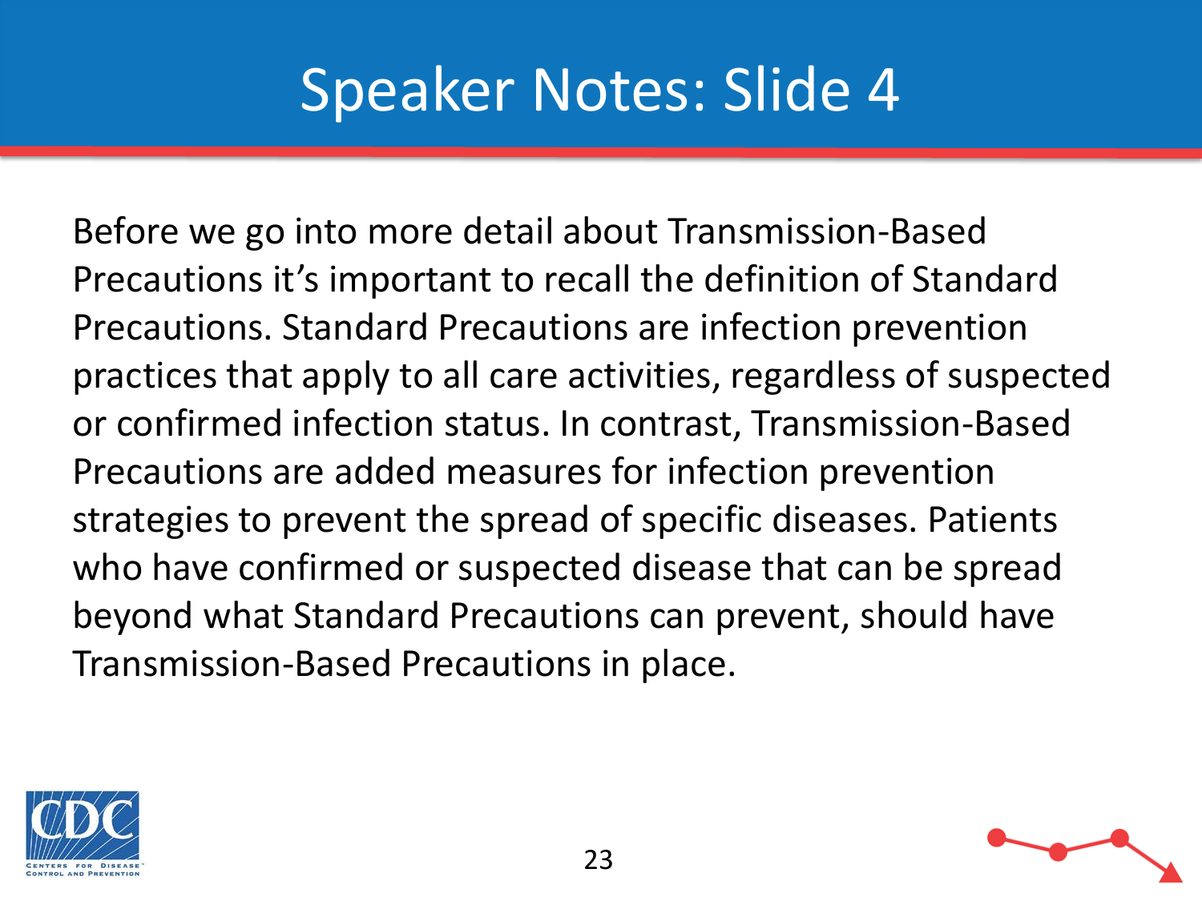# Speaker Notes: Slide 4

Before we go into more detail about Transmission-Based Precautions it's important to recall the definition of Standard Precautions. Standard Precautions are infection prevention practices that apply to all care activities, regardless of suspected or confirmed infection status. In contrast, Transmission-Based Precautions are added measures for infection prevention strategies to prevent the spread of specific diseases. Patients who have confirmed or suspected disease that can be spread beyond what Standard Precautions can prevent, should have Transmission-Based Precautions in place.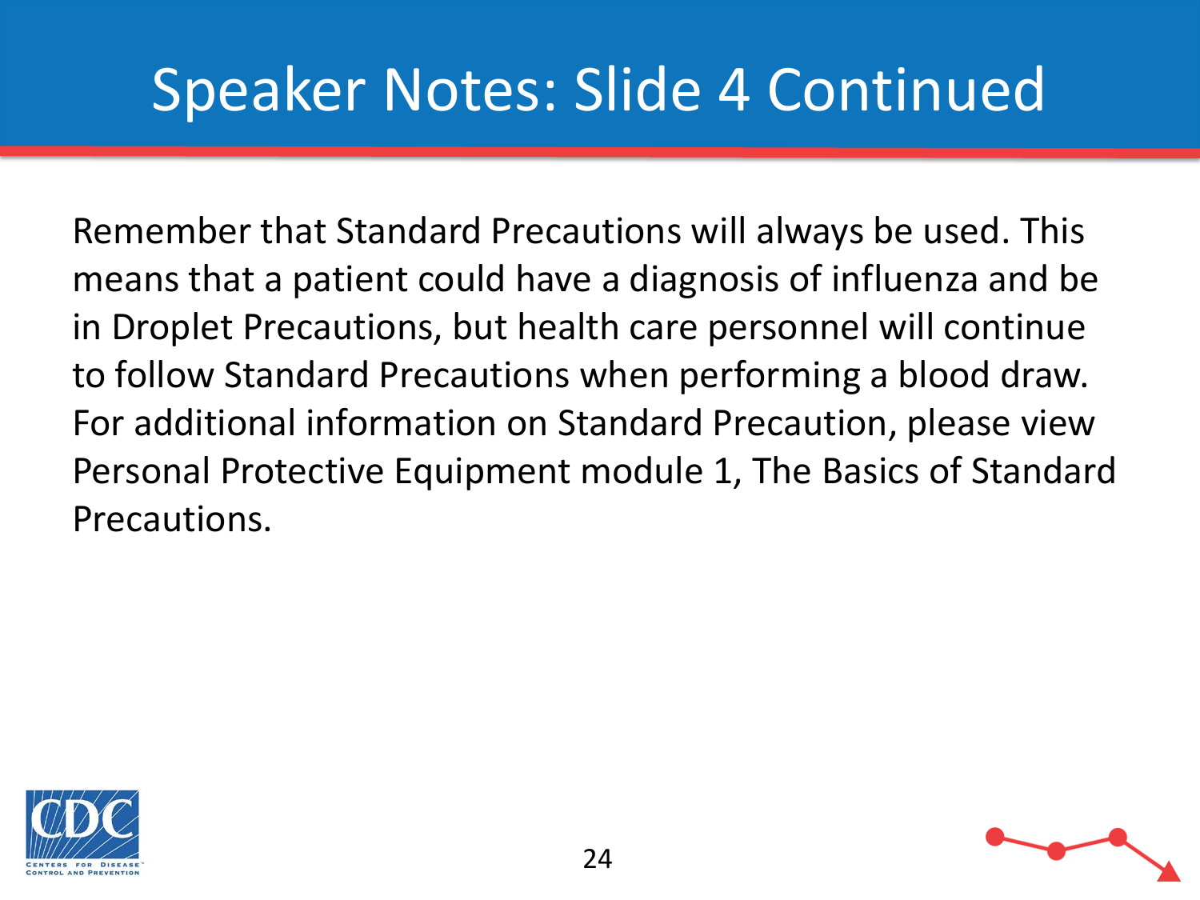# Speaker Notes: Slide 4 Continued

Remember that Standard Precautions will always be used. This means that a patient could have a diagnosis of influenza and be in Droplet Precautions, but health care personnel will continue to follow Standard Precautions when performing a blood draw. For additional information on Standard Precaution, please view Personal Protective Equipment module 1, The Basics of Standard Precautions.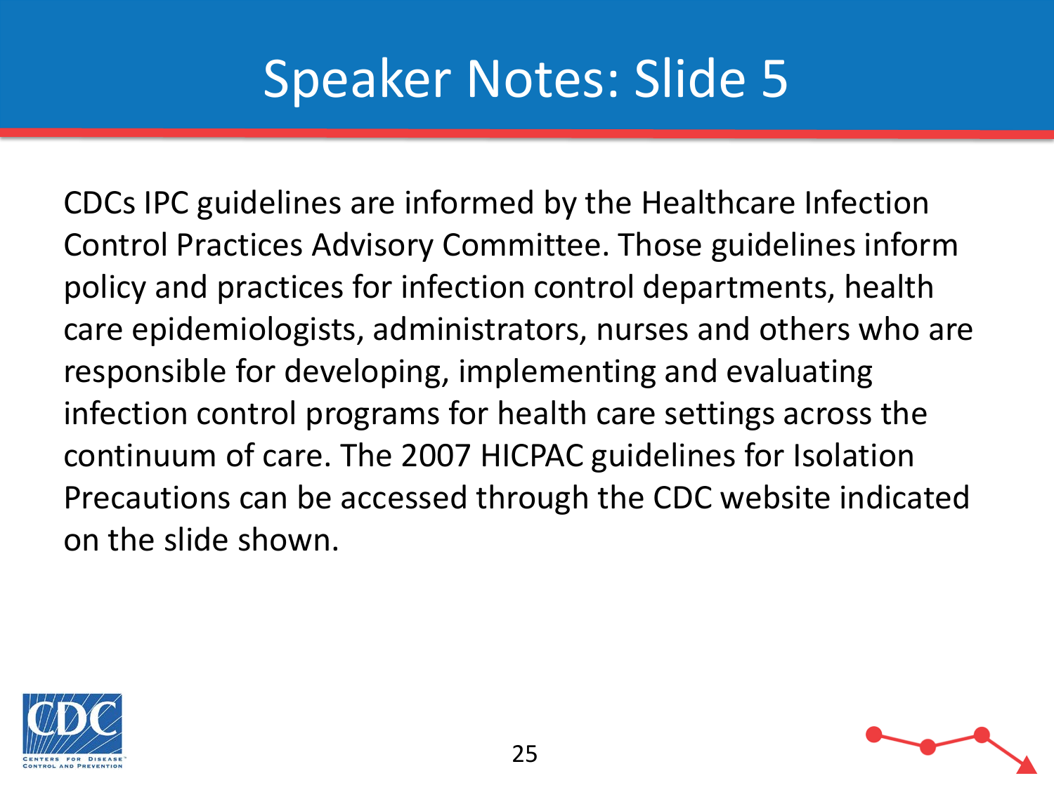# Speaker Notes: Slide 5

CDCs IPC guidelines are informed by the Healthcare Infection Control Practices Advisory Committee. Those guidelines inform policy and practices for infection control departments, health care epidemiologists, administrators, nurses and others who are responsible for developing, implementing and evaluating infection control programs for health care settings across the continuum of care. The 2007 HICPAC guidelines for Isolation Precautions can be accessed through the CDC website indicated on the slide shown.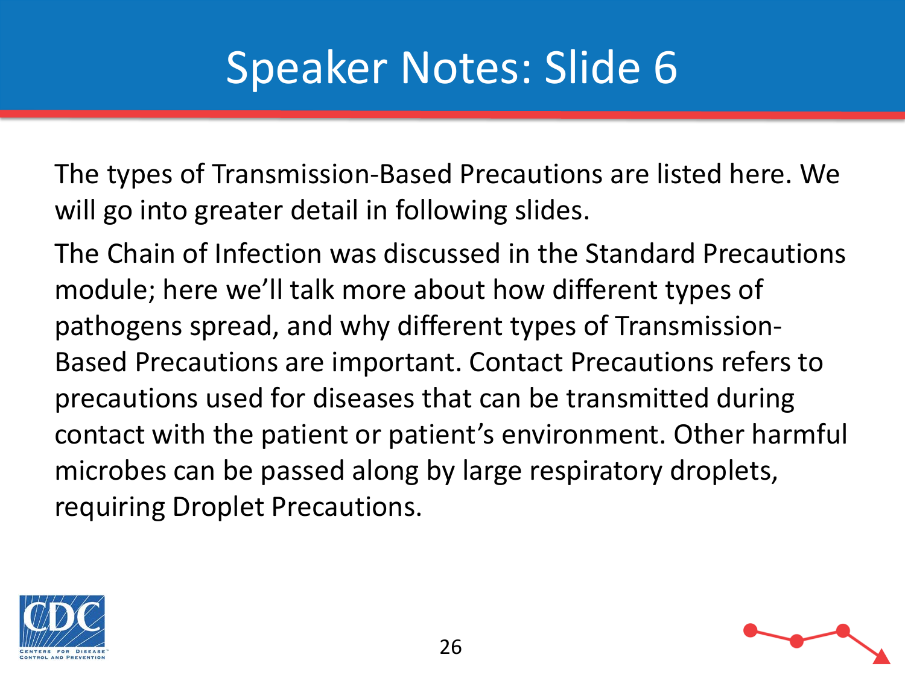# Speaker Notes: Slide 6

The types of Transmission-Based Precautions are listed here. We will go into greater detail in following slides.

The Chain of Infection was discussed in the Standard Precautions module; here we'll talk more about how different types of pathogens spread, and why different types of Transmission-Based Precautions are important. Contact Precautions refers to precautions used for diseases that can be transmitted during contact with the patient or patient's environment. Other harmful microbes can be passed along by large respiratory droplets, requiring Droplet Precautions.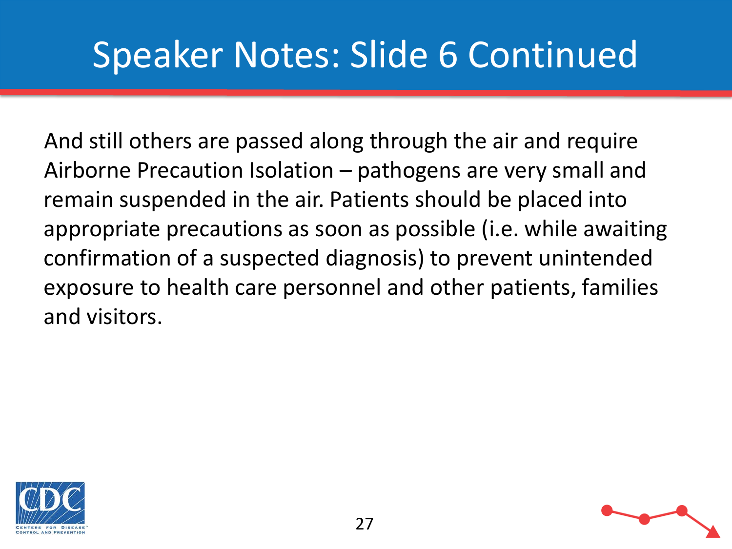# Speaker Notes: Slide 6 Continued

And still others are passed along through the air and require Airborne Precaution Isolation – pathogens are very small and remain suspended in the air. Patients should be placed into appropriate precautions as soon as possible (i.e. while awaiting confirmation of a suspected diagnosis) to prevent unintended exposure to health care personnel and other patients, families and visitors.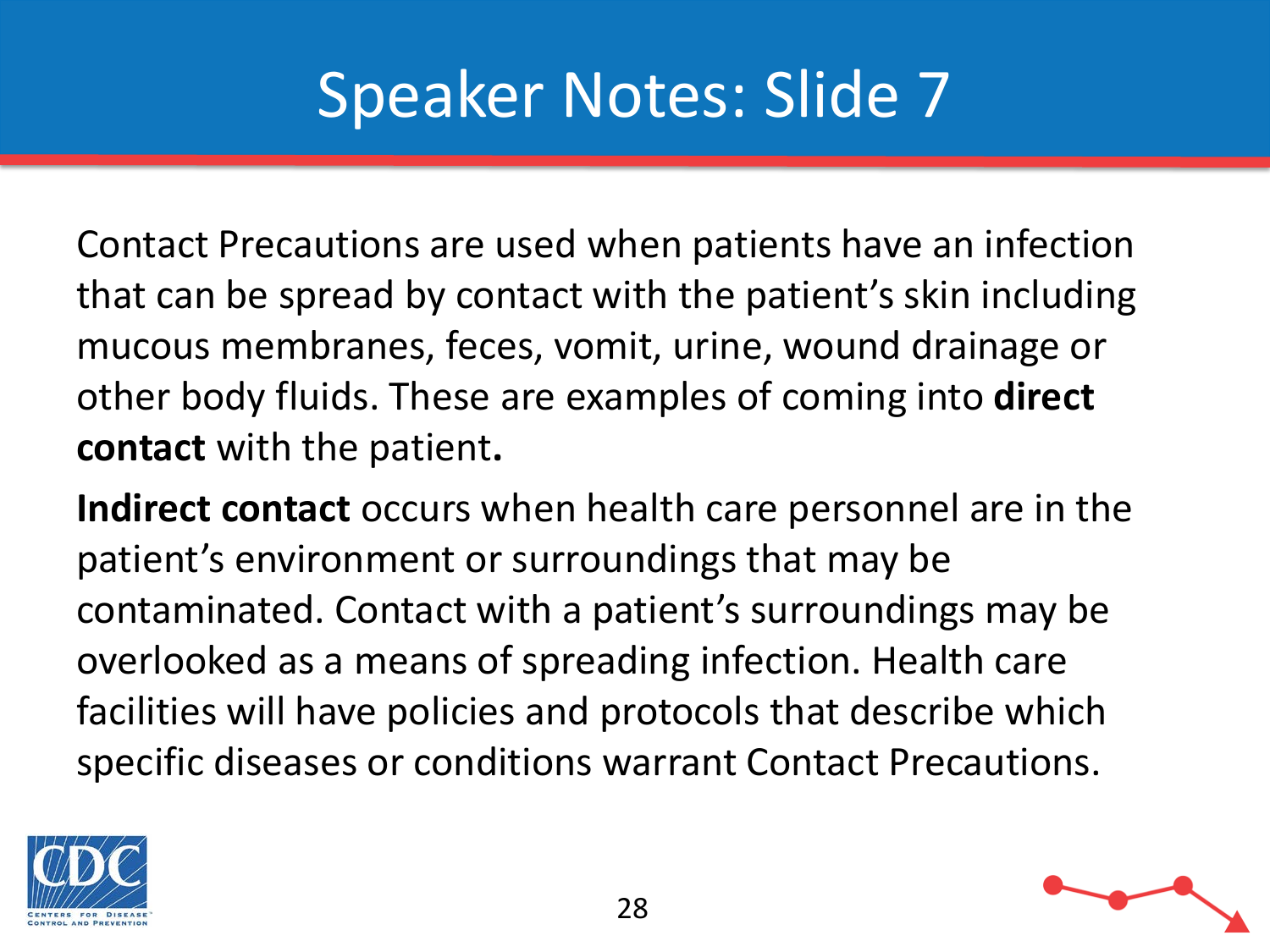# Speaker Notes: Slide 7

Contact Precautions are used when patients have an infection that can be spread by contact with the patient's skin including mucous membranes, feces, vomit, urine, wound drainage or other body fluids. These are examples of coming into **direct contact** with the patient**.**

**Indirect contact** occurs when health care personnel are in the patient's environment or surroundings that may be contaminated. Contact with a patient's surroundings may be overlooked as a means of spreading infection. Health care facilities will have policies and protocols that describe which specific diseases or conditions warrant Contact Precautions.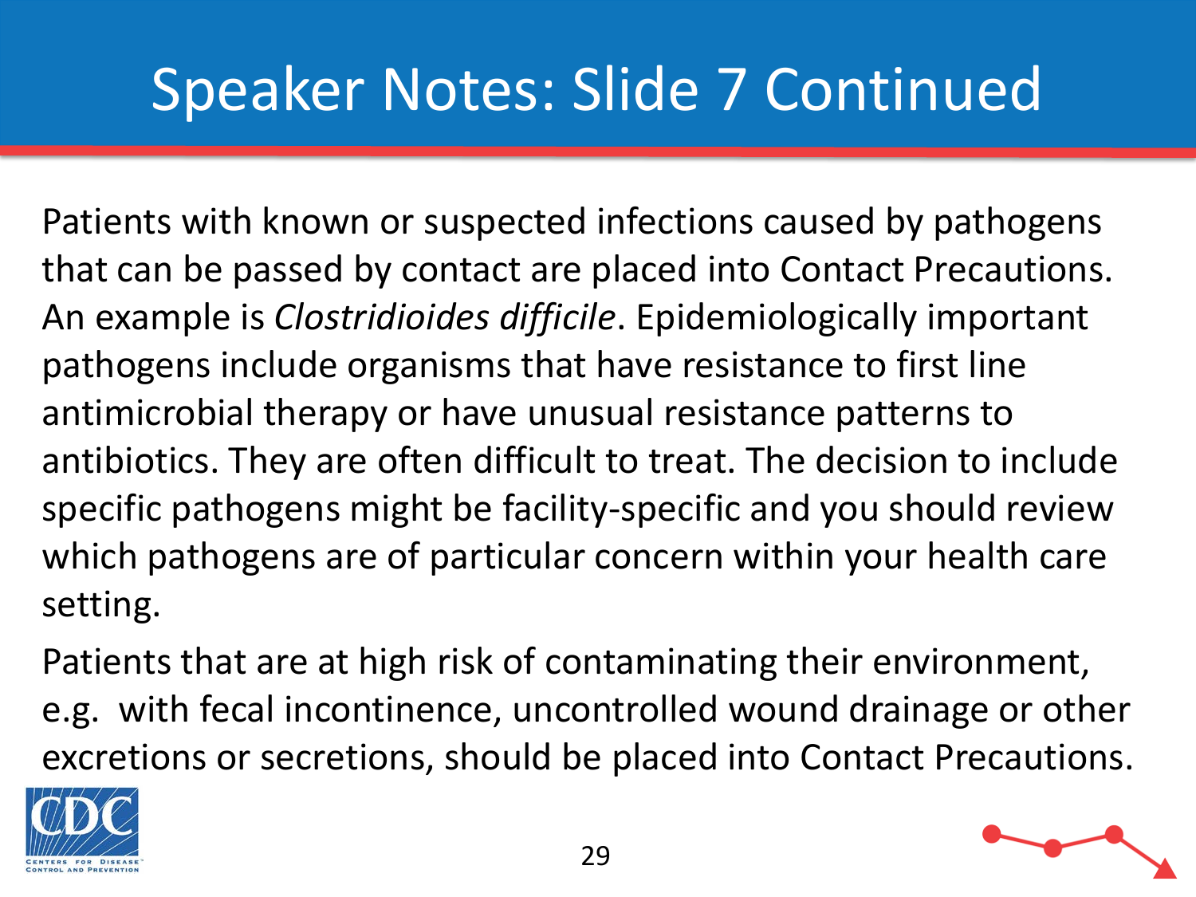# Speaker Notes: Slide 7 Continued

Patients with known or suspected infections caused by pathogens that can be passed by contact are placed into Contact Precautions. An example is *Clostridioides difficile*. Epidemiologically important pathogens include organisms that have resistance to first line antimicrobial therapy or have unusual resistance patterns to antibiotics. They are often difficult to treat. The decision to include specific pathogens might be facility-specific and you should review which pathogens are of particular concern within your health care setting.

Patients that are at high risk of contaminating their environment, e.g. with fecal incontinence, uncontrolled wound drainage or other excretions or secretions, should be placed into Contact Precautions.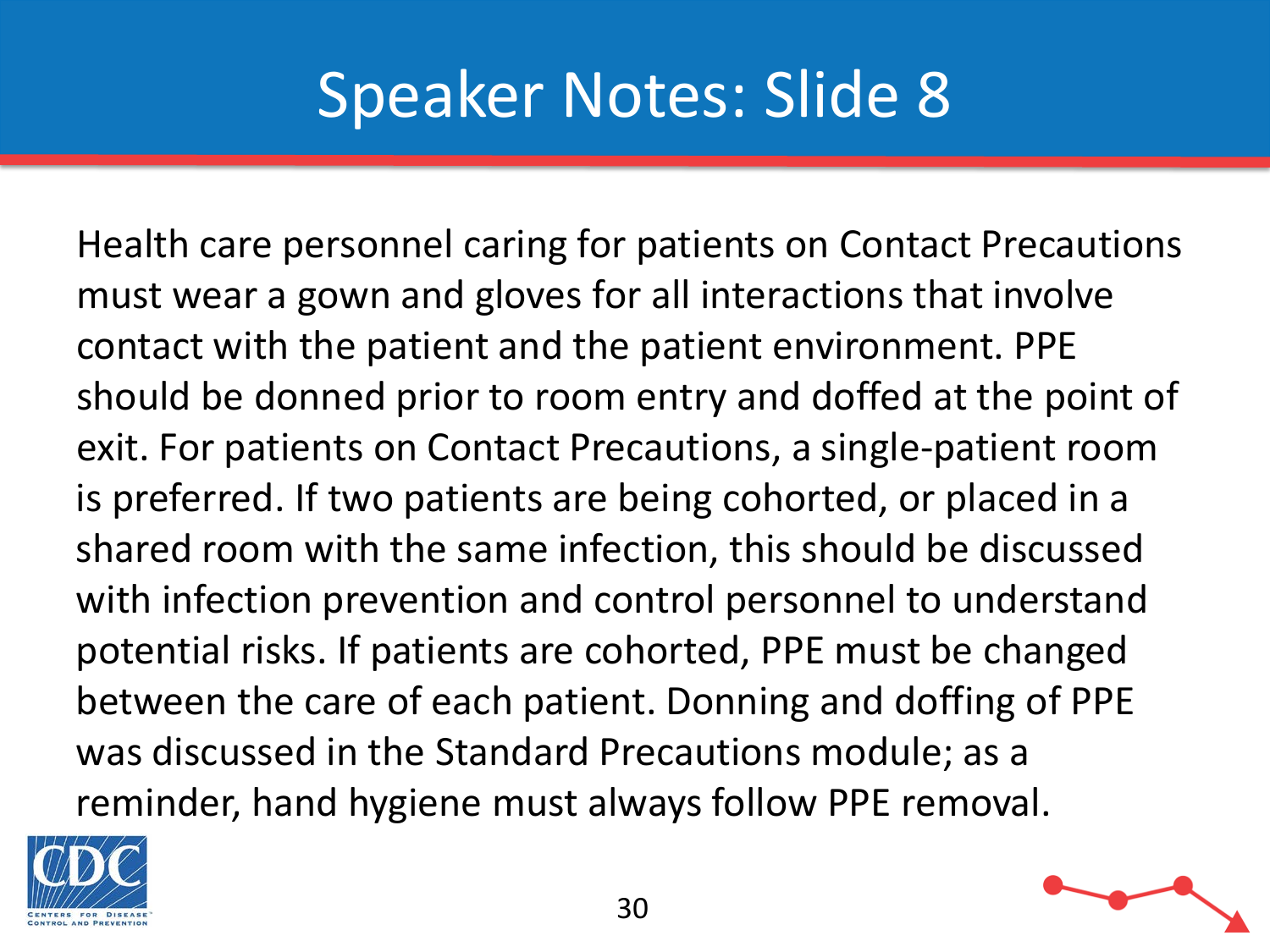# Speaker Notes: Slide 8

Health care personnel caring for patients on Contact Precautions must wear a gown and gloves for all interactions that involve contact with the patient and the patient environment. PPE should be donned prior to room entry and doffed at the point of exit. For patients on Contact Precautions, a single-patient room is preferred. If two patients are being cohorted, or placed in a shared room with the same infection, this should be discussed with infection prevention and control personnel to understand potential risks. If patients are cohorted, PPE must be changed between the care of each patient. Donning and doffing of PPE was discussed in the Standard Precautions module; as a reminder, hand hygiene must always follow PPE removal.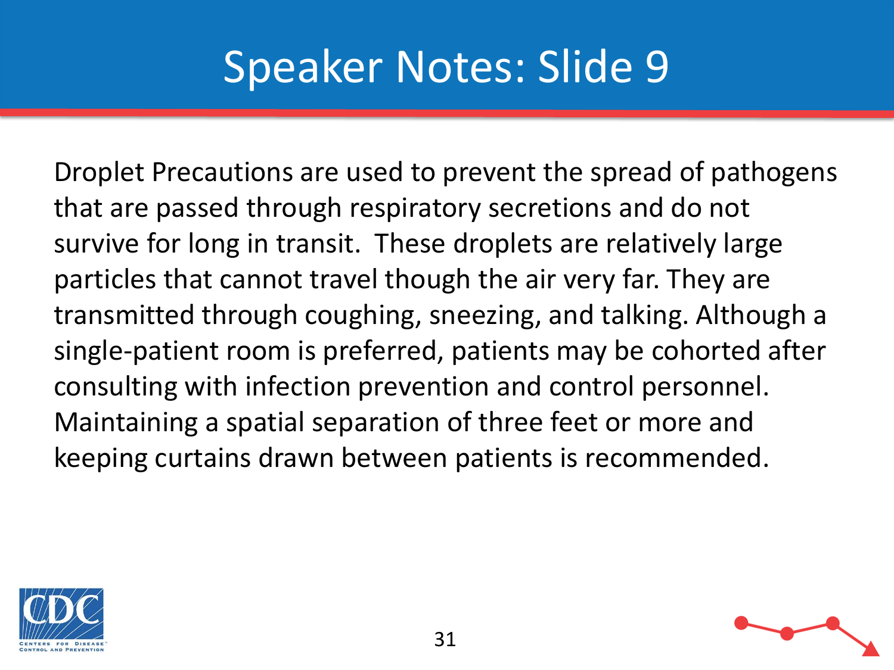# Speaker Notes: Slide 9

Droplet Precautions are used to prevent the spread of pathogens that are passed through respiratory secretions and do not survive for long in transit.  These droplets are relatively large particles that cannot travel though the air very far. They are transmitted through coughing, sneezing, and talking. Although a single-patient room is preferred, patients may be cohorted after consulting with infection prevention and control personnel. Maintaining a spatial separation of three feet or more and keeping curtains drawn between patients is recommended.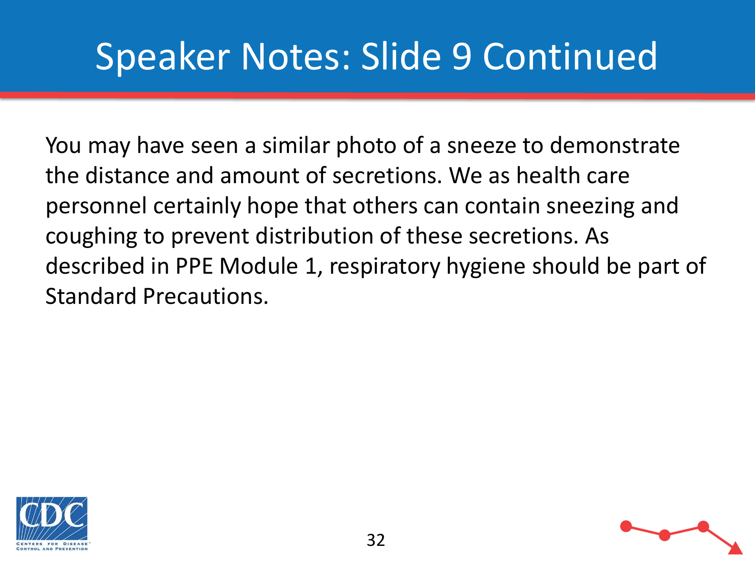# Speaker Notes: Slide 9 Continued

You may have seen a similar photo of a sneeze to demonstrate the distance and amount of secretions. We as health care personnel certainly hope that others can contain sneezing and coughing to prevent distribution of these secretions. As described in PPE Module 1, respiratory hygiene should be part of Standard Precautions.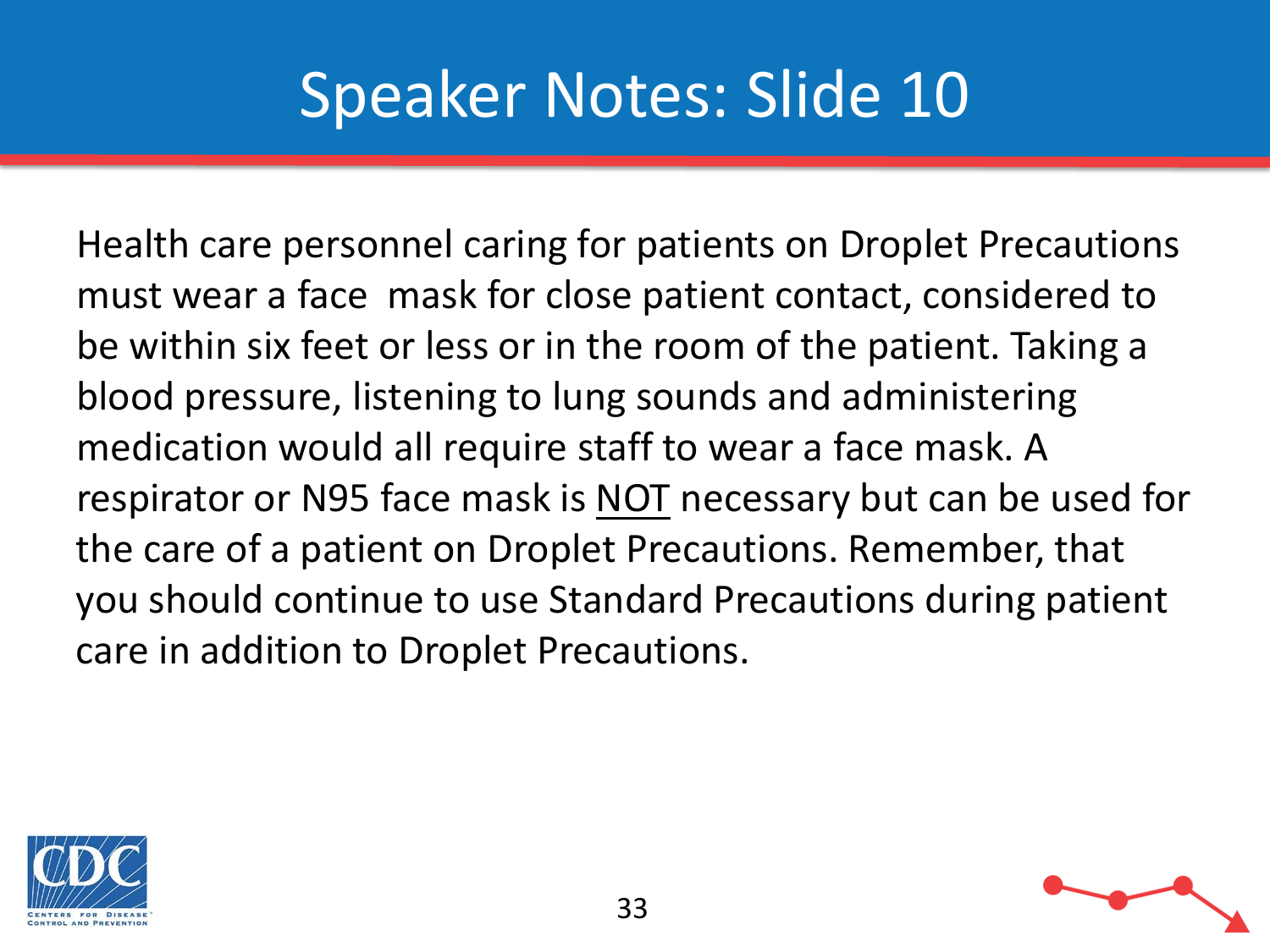# Speaker Notes: Slide 10

Health care personnel caring for patients on Droplet Precautions must wear a face mask for close patient contact, considered to be within six feet or less or in the room of the patient. Taking a blood pressure, listening to lung sounds and administering medication would all require staff to wear a face mask. A respirator or N95 face mask is <u>NOT</u> necessary but can be used for the care of a patient on Droplet Precautions. Remember, that you should continue to use Standard Precautions during patient care in addition to Droplet Precautions.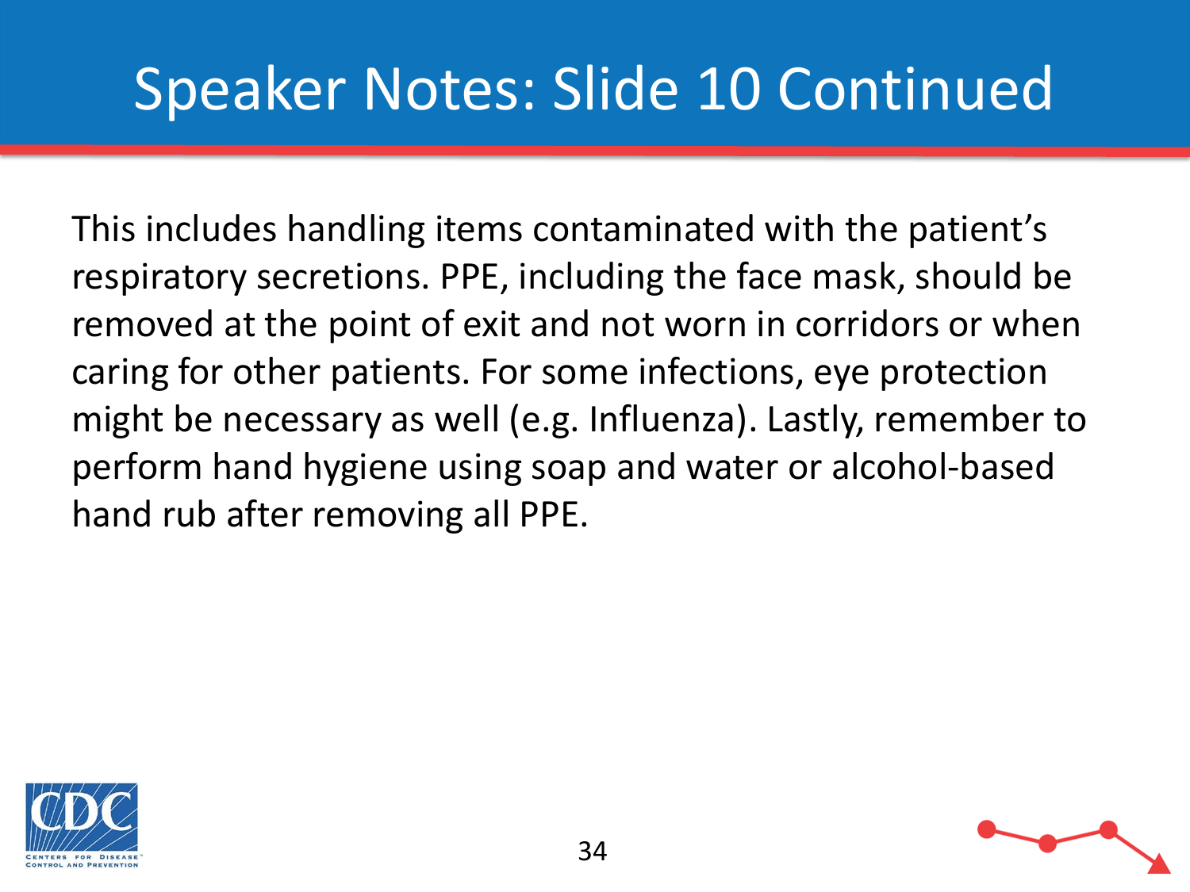# Speaker Notes: Slide 10 Continued

This includes handling items contaminated with the patient's respiratory secretions. PPE, including the face mask, should be removed at the point of exit and not worn in corridors or when caring for other patients. For some infections, eye protection might be necessary as well (e.g. Influenza). Lastly, remember to perform hand hygiene using soap and water or alcohol-based hand rub after removing all PPE.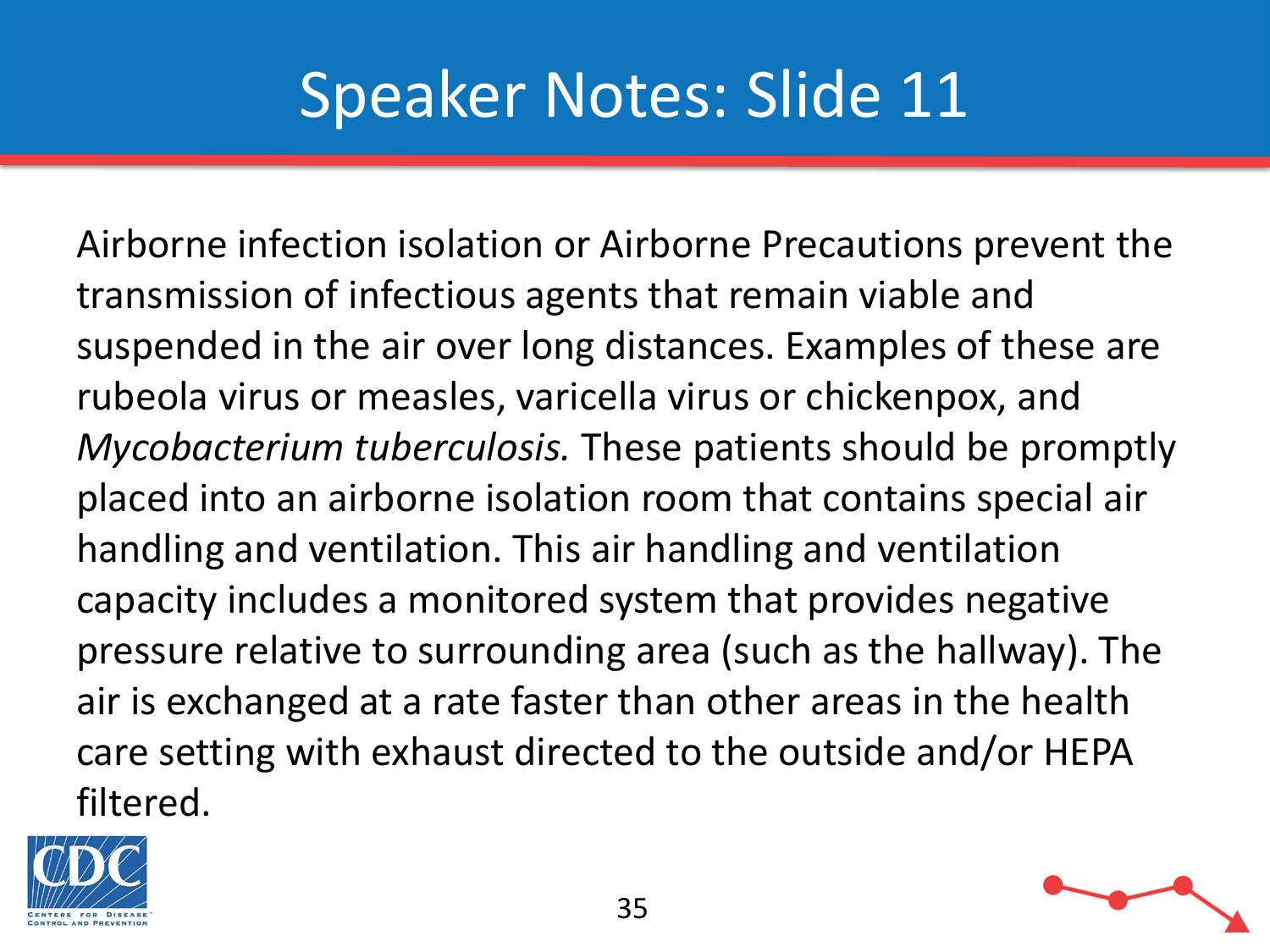# Speaker Notes: Slide 11

Airborne infection isolation or Airborne Precautions prevent the transmission of infectious agents that remain viable and suspended in the air over long distances. Examples of these are rubeola virus or measles, varicella virus or chickenpox, and *Mycobacterium tuberculosis.* These patients should be promptly placed into an airborne isolation room that contains special air handling and ventilation. This air handling and ventilation capacity includes a monitored system that provides negative pressure relative to surrounding area (such as the hallway). The air is exchanged at a rate faster than other areas in the health care setting with exhaust directed to the outside and/or HEPA filtered.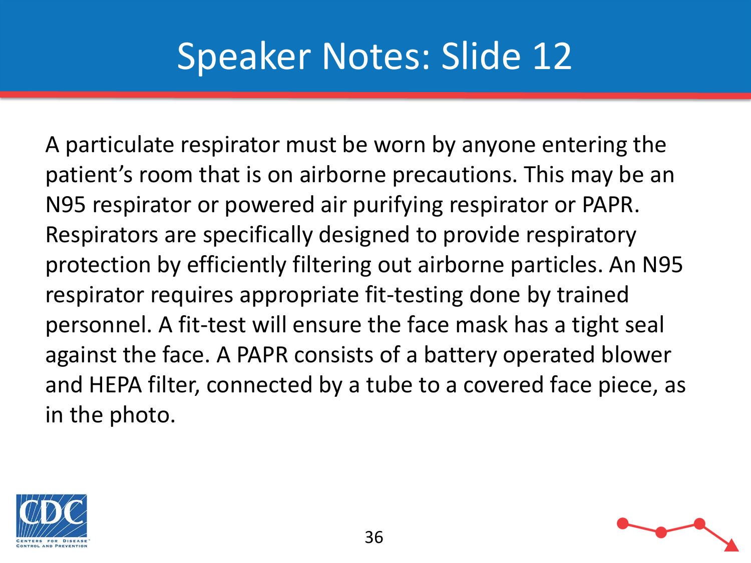# Speaker Notes: Slide 12

A particulate respirator must be worn by anyone entering the patient's room that is on airborne precautions. This may be an N95 respirator or powered air purifying respirator or PAPR. Respirators are specifically designed to provide respiratory protection by efficiently filtering out airborne particles. An N95 respirator requires appropriate fit-testing done by trained personnel. A fit-test will ensure the face mask has a tight seal against the face. A PAPR consists of a battery operated blower and HEPA filter, connected by a tube to a covered face piece, as in the photo.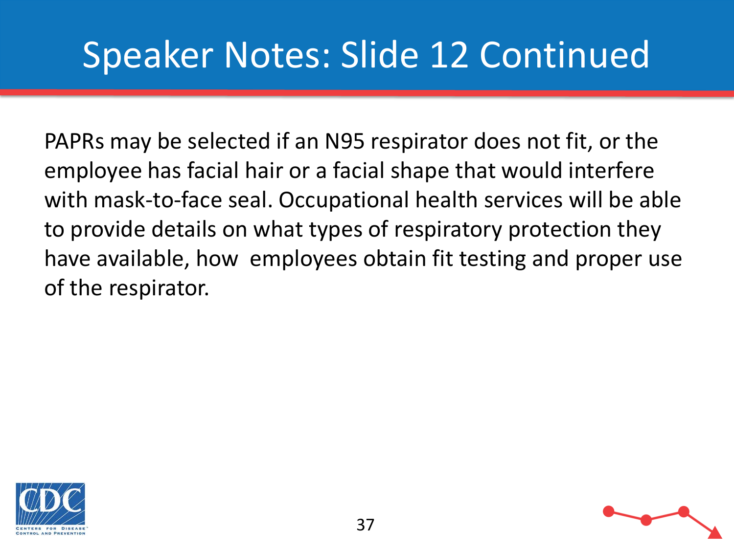# Speaker Notes: Slide 12 Continued

PAPRs may be selected if an N95 respirator does not fit, or the employee has facial hair or a facial shape that would interfere with mask-to-face seal. Occupational health services will be able to provide details on what types of respiratory protection they have available, how employees obtain fit testing and proper use of the respirator.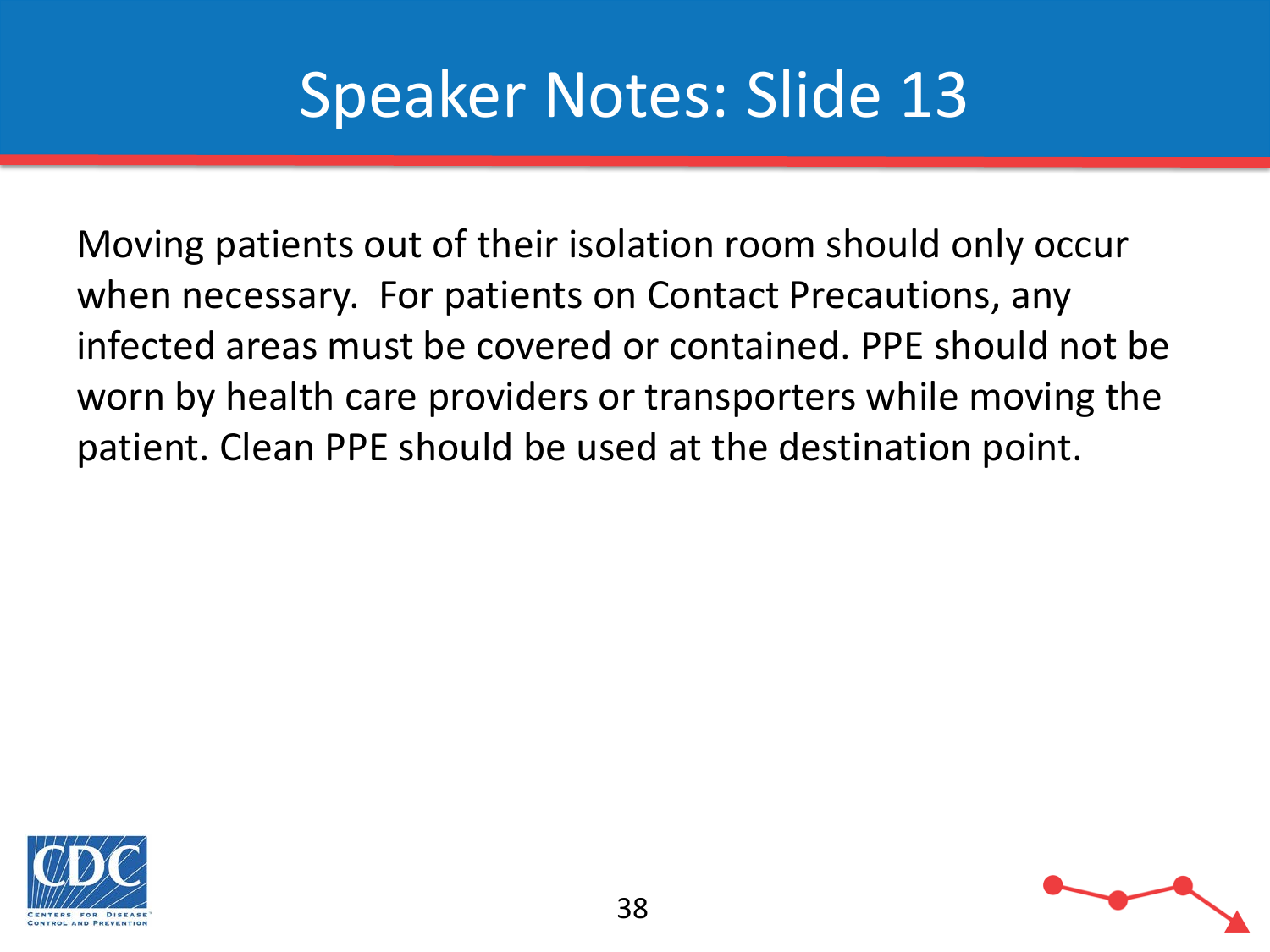# Speaker Notes: Slide 13

Moving patients out of their isolation room should only occur when necessary.  For patients on Contact Precautions, any infected areas must be covered or contained. PPE should not be worn by health care providers or transporters while moving the patient. Clean PPE should be used at the destination point.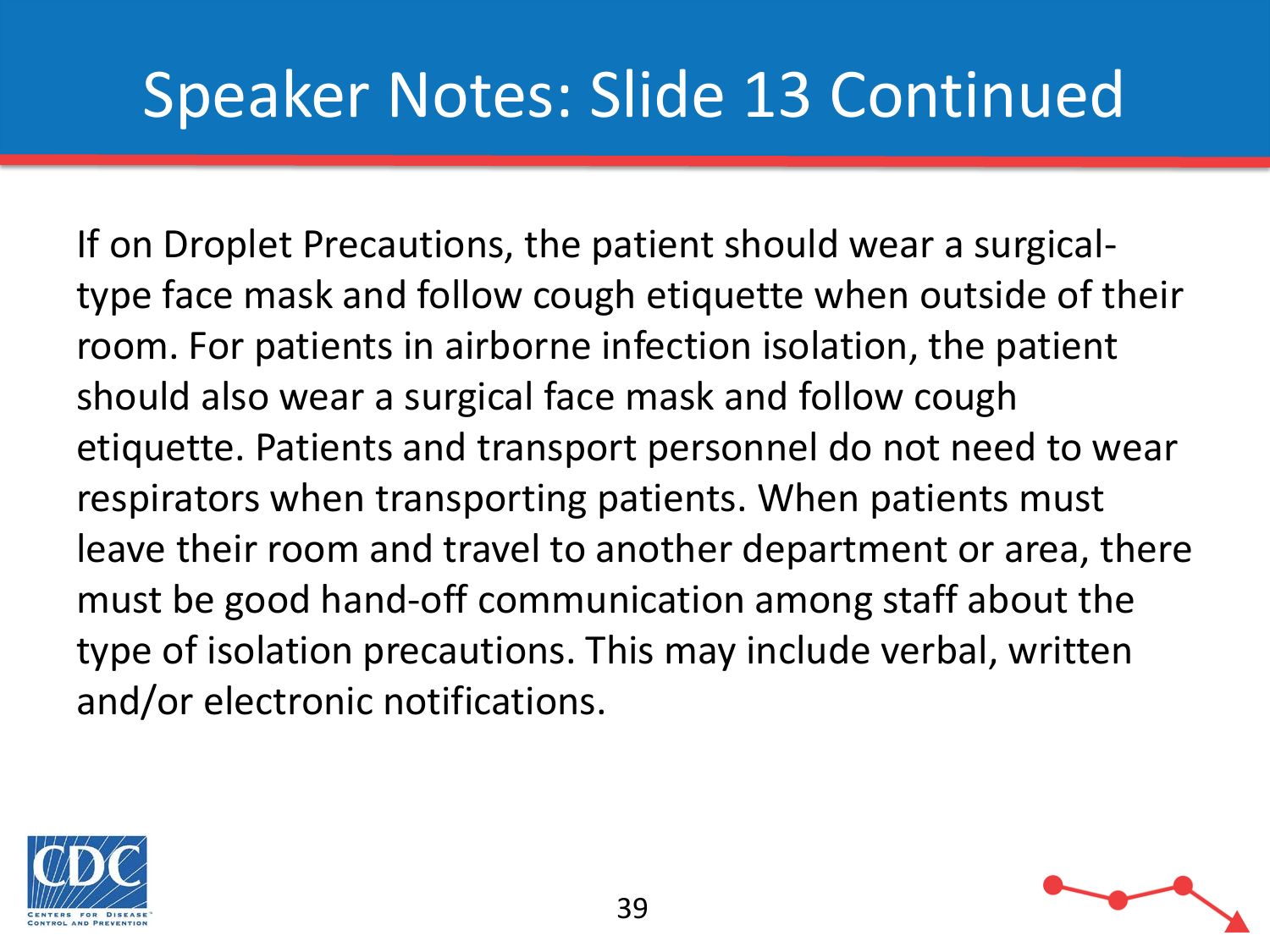# Speaker Notes: Slide 13 Continued

If on Droplet Precautions, the patient should wear a surgical-type face mask and follow cough etiquette when outside of their room. For patients in airborne infection isolation, the patient should also wear a surgical face mask and follow cough etiquette. Patients and transport personnel do not need to wear respirators when transporting patients. When patients must leave their room and travel to another department or area, there must be good hand-off communication among staff about the type of isolation precautions. This may include verbal, written and/or electronic notifications.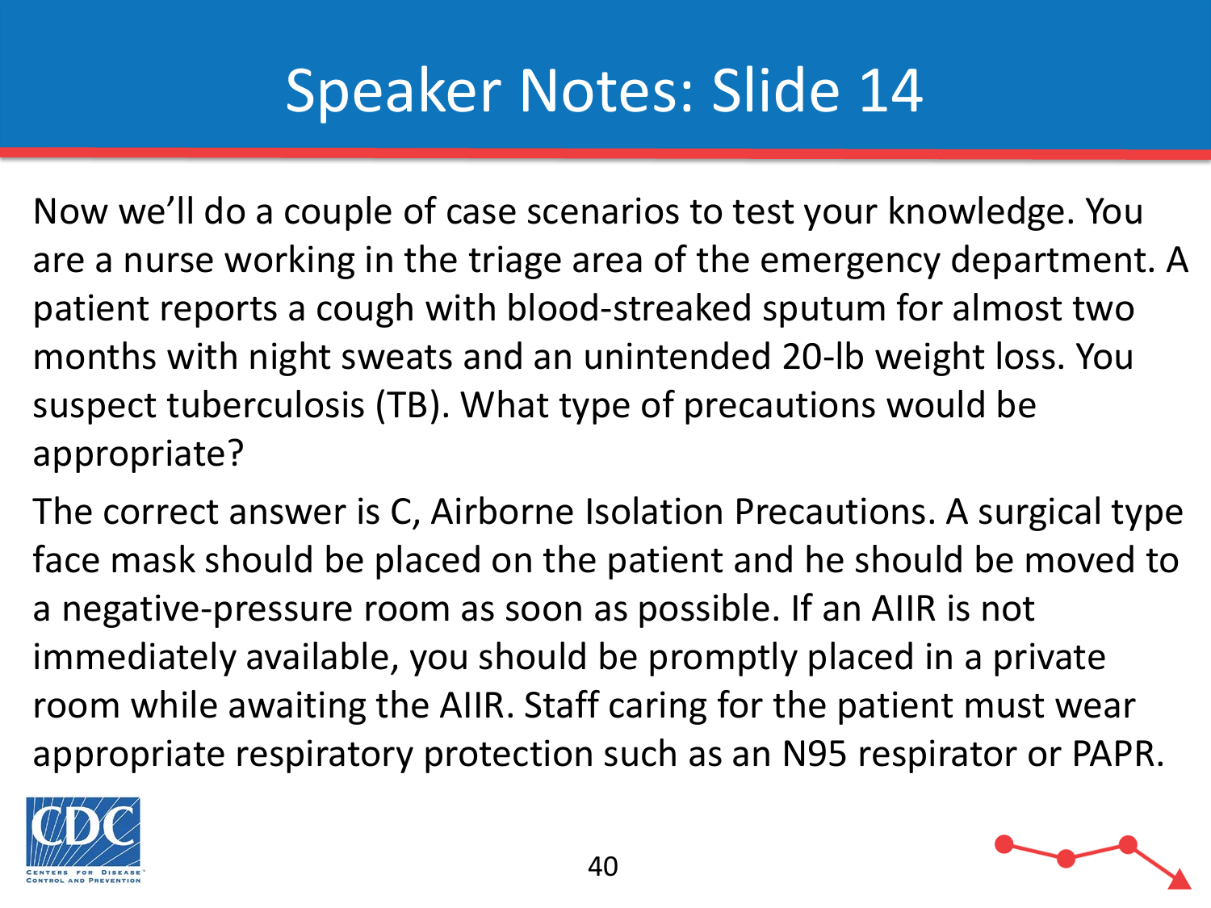# Speaker Notes: Slide 14

Now we'll do a couple of case scenarios to test your knowledge. You are a nurse working in the triage area of the emergency department. A patient reports a cough with blood-streaked sputum for almost two months with night sweats and an unintended 20-lb weight loss. You suspect tuberculosis (TB). What type of precautions would be appropriate?

The correct answer is C, Airborne Isolation Precautions. A surgical type face mask should be placed on the patient and he should be moved to a negative-pressure room as soon as possible. If an AIIR is not immediately available, you should be promptly placed in a private room while awaiting the AIIR. Staff caring for the patient must wear appropriate respiratory protection such as an N95 respirator or PAPR.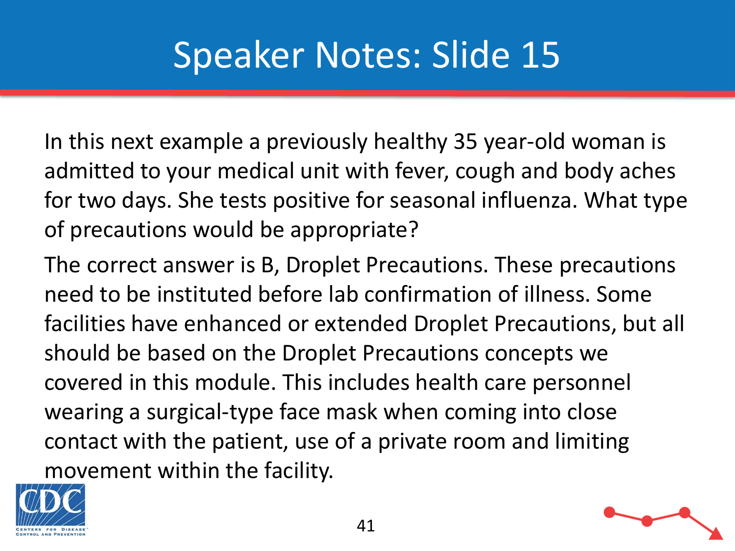# Speaker Notes: Slide 15

In this next example a previously healthy 35 year-old woman is admitted to your medical unit with fever, cough and body aches for two days. She tests positive for seasonal influenza. What type of precautions would be appropriate?

The correct answer is B, Droplet Precautions. These precautions need to be instituted before lab confirmation of illness. Some facilities have enhanced or extended Droplet Precautions, but all should be based on the Droplet Precautions concepts we covered in this module. This includes health care personnel wearing a surgical-type face mask when coming into close contact with the patient, use of a private room and limiting movement within the facility.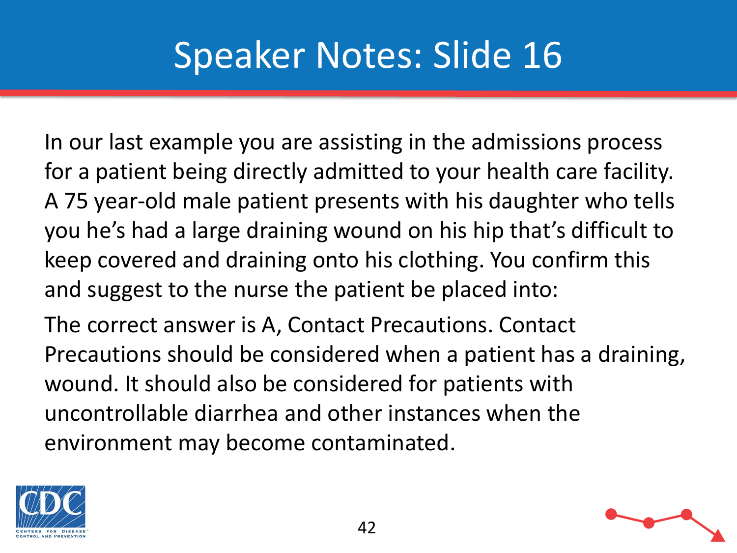# Speaker Notes: Slide 16

In our last example you are assisting in the admissions process for a patient being directly admitted to your health care facility. A 75 year-old male patient presents with his daughter who tells you he's had a large draining wound on his hip that's difficult to keep covered and draining onto his clothing. You confirm this and suggest to the nurse the patient be placed into:

The correct answer is A, Contact Precautions. Contact Precautions should be considered when a patient has a draining, wound. It should also be considered for patients with uncontrollable diarrhea and other instances when the environment may become contaminated.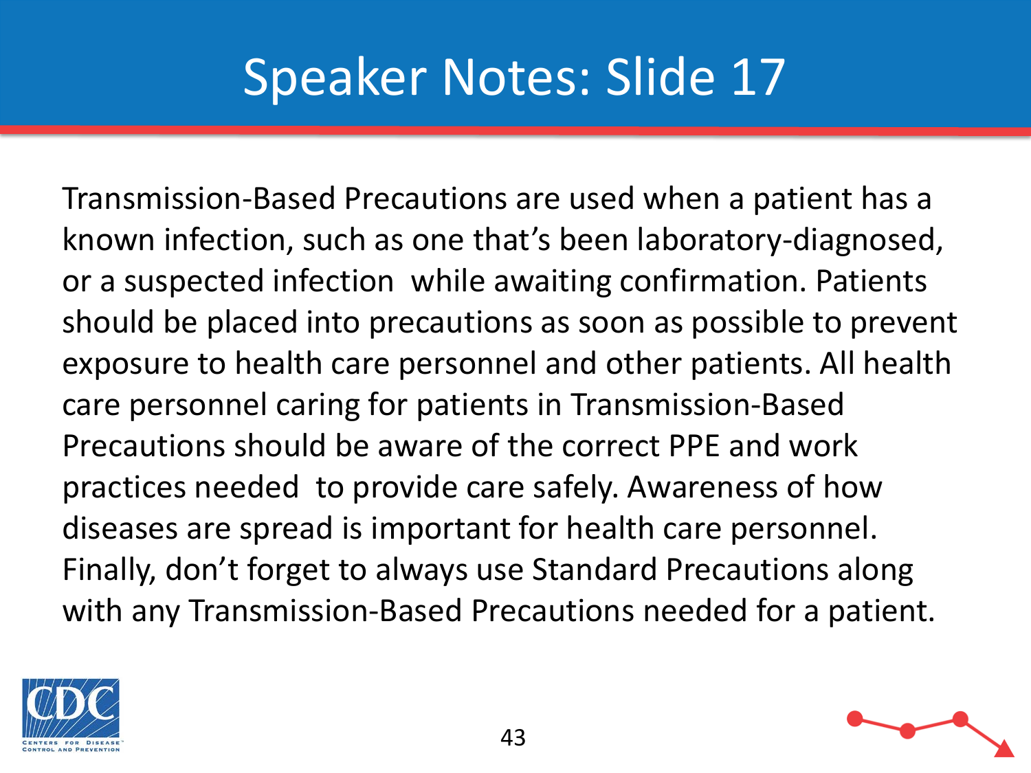# Speaker Notes: Slide 17

Transmission-Based Precautions are used when a patient has a known infection, such as one that's been laboratory-diagnosed, or a suspected infection while awaiting confirmation. Patients should be placed into precautions as soon as possible to prevent exposure to health care personnel and other patients. All health care personnel caring for patients in Transmission-Based Precautions should be aware of the correct PPE and work practices needed to provide care safely. Awareness of how diseases are spread is important for health care personnel. Finally, don't forget to always use Standard Precautions along with any Transmission-Based Precautions needed for a patient.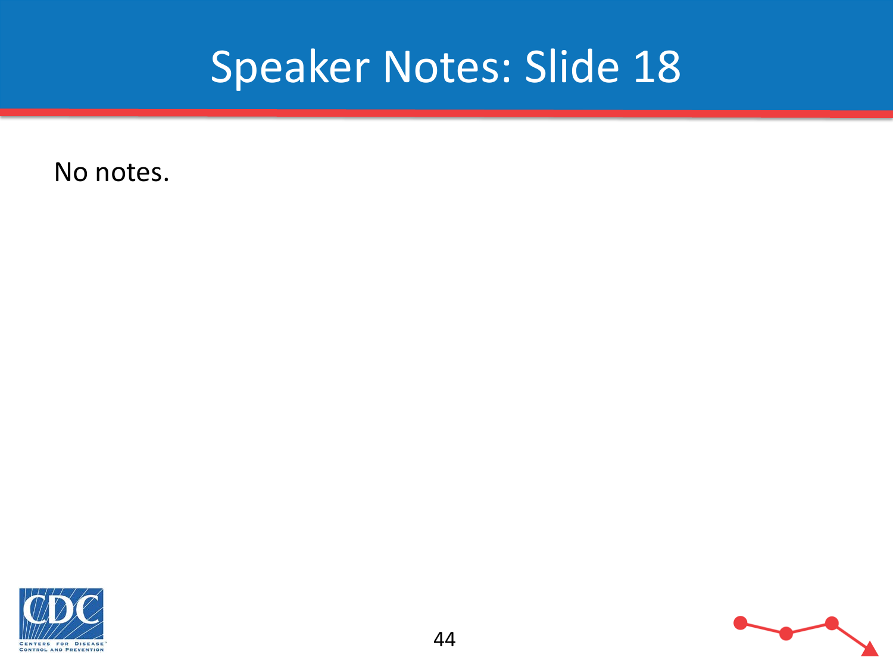# Speaker Notes: Slide 18

No notes.